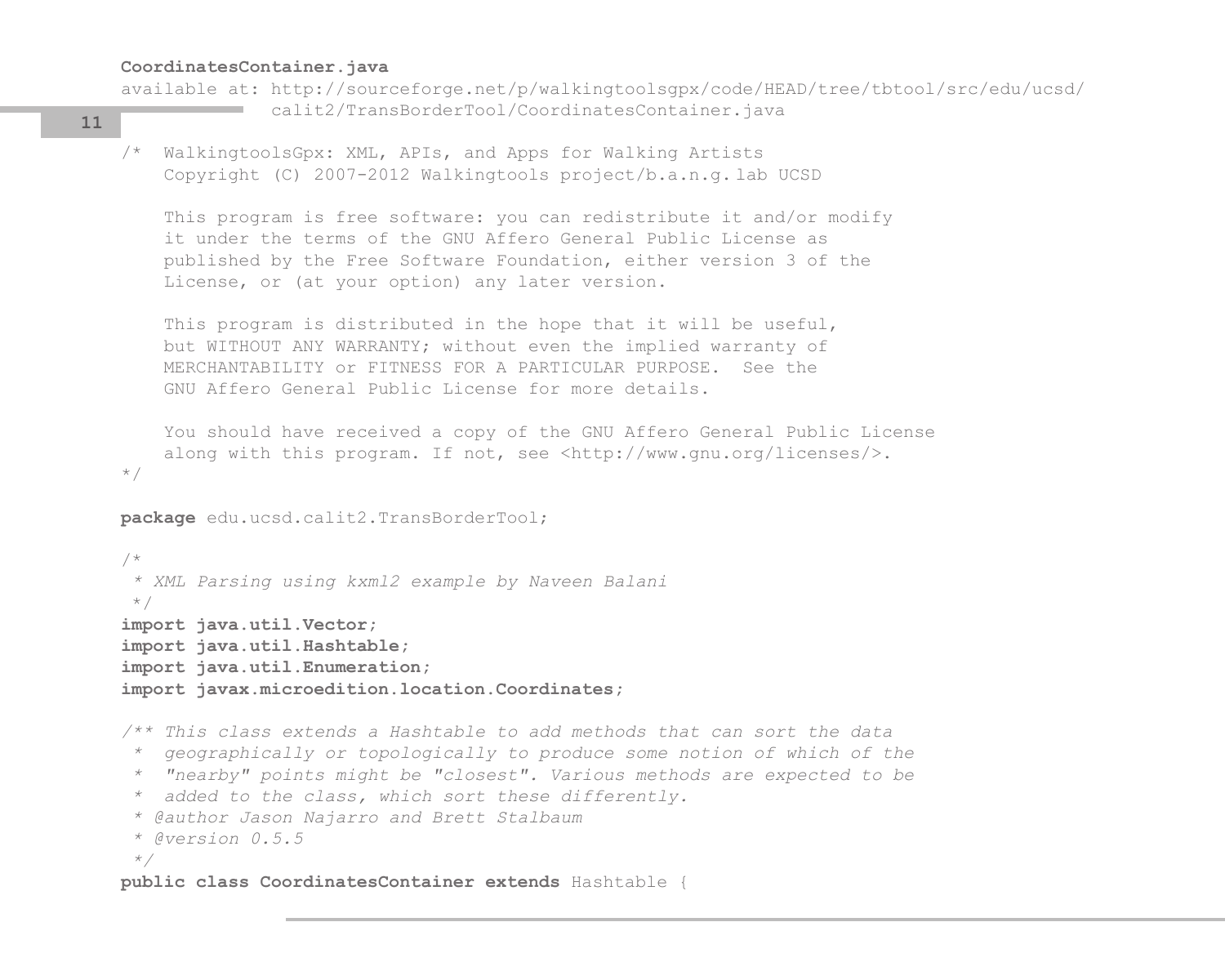**CoordinatesContainer.java**

available at: http://sourceforge.net/p/walkingtoolsgpx/code/HEAD/tree/tbtool/src/edu/ucsd/calit2/TransBorderTool/CoordinatesContainer.java

```java
/*  WalkingtoolsGpx: XML, APIs, and Apps for Walking Artists
    Copyright (C) 2007-2012 Walkingtools project/b.a.n.g. lab UCSD

    This program is free software: you can redistribute it and/or modify
    it under the terms of the GNU Affero General Public License as
    published by the Free Software Foundation, either version 3 of the
    License, or (at your option) any later version.

    This program is distributed in the hope that it will be useful,
    but WITHOUT ANY WARRANTY; without even the implied warranty of
    MERCHANTABILITY or FITNESS FOR A PARTICULAR PURPOSE.  See the
    GNU Affero General Public License for more details.

    You should have received a copy of the GNU Affero General Public License
    along with this program. If not, see <http://www.gnu.org/licenses/>.
*/

package edu.ucsd.calit2.TransBorderTool;

/*
 * XML Parsing using kxml2 example by Naveen Balani
 */
import java.util.Vector;
import java.util.Hashtable;
import java.util.Enumeration;
import javax.microedition.location.Coordinates;

/** This class extends a Hashtable to add methods that can sort the data
 *  geographically or topologically to produce some notion of which of the
 *  "nearby" points might be "closest". Various methods are expected to be
 *  added to the class, which sort these differently.
 * @author Jason Najarro and Brett Stalbaum
 * @version 0.5.5
 */
public class CoordinatesContainer extends Hashtable {
```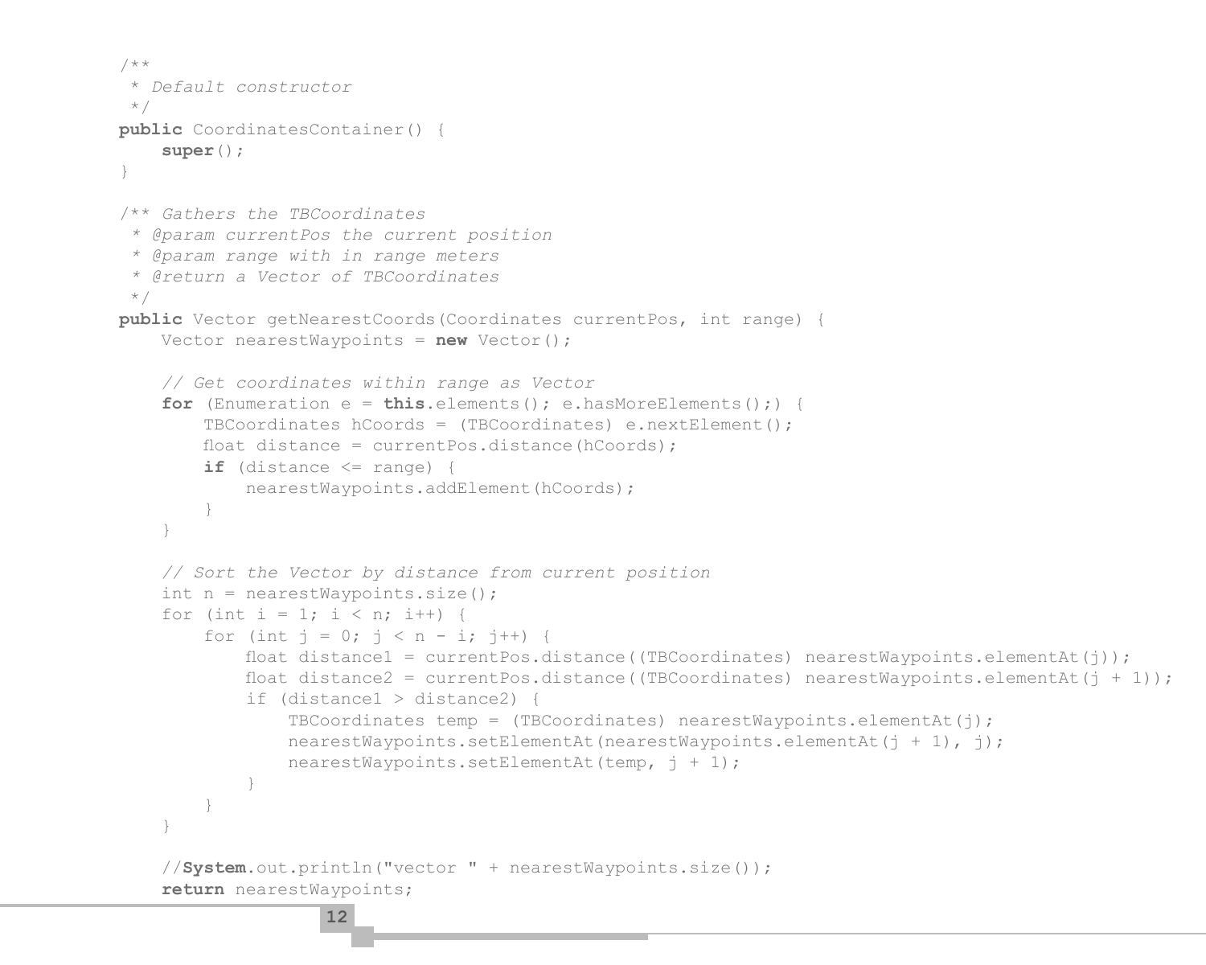```java
/**
 * Default constructor
 */
public CoordinatesContainer() {
    super();
}

/** Gathers the TBCoordinates
 * @param currentPos the current position
 * @param range with in range meters
 * @return a Vector of TBCoordinates
 */
public Vector getNearestCoords(Coordinates currentPos, int range) {
    Vector nearestWaypoints = new Vector();

    // Get coordinates within range as Vector
    for (Enumeration e = this.elements(); e.hasMoreElements();) {
        TBCoordinates hCoords = (TBCoordinates) e.nextElement();
        float distance = currentPos.distance(hCoords);
        if (distance <= range) {
            nearestWaypoints.addElement(hCoords);
        }
    }

    // Sort the Vector by distance from current position
    int n = nearestWaypoints.size();
    for (int i = 1; i < n; i++) {
        for (int j = 0; j < n - i; j++) {
            float distance1 = currentPos.distance((TBCoordinates) nearestWaypoints.elementAt(j));
            float distance2 = currentPos.distance((TBCoordinates) nearestWaypoints.elementAt(j + 1));
            if (distance1 > distance2) {
                TBCoordinates temp = (TBCoordinates) nearestWaypoints.elementAt(j);
                nearestWaypoints.setElementAt(nearestWaypoints.elementAt(j + 1), j);
                nearestWaypoints.setElementAt(temp, j + 1);
            }
        }
    }

    //System.out.println("vector " + nearestWaypoints.size());
    return nearestWaypoints;
```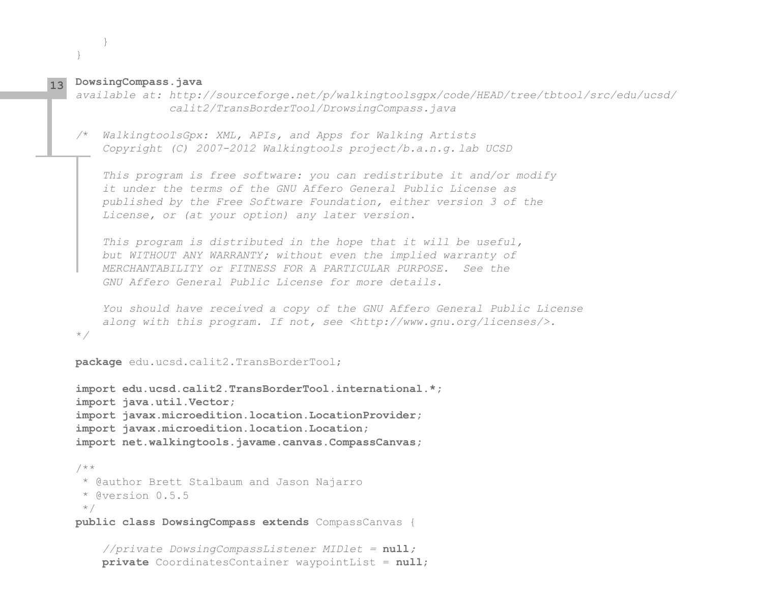```
    }
}
```

**13** **DowsingCompass.java**

*available at: http://sourceforge.net/p/walkingtoolsgpx/code/HEAD/tree/tbtool/src/edu/ucsd/calit2/TransBorderTool/DrowsingCompass.java*

```java
/*  WalkingtoolsGpx: XML, APIs, and Apps for Walking Artists
    Copyright (C) 2007-2012 Walkingtools project/b.a.n.g. lab UCSD

    This program is free software: you can redistribute it and/or modify
    it under the terms of the GNU Affero General Public License as
    published by the Free Software Foundation, either version 3 of the
    License, or (at your option) any later version.

    This program is distributed in the hope that it will be useful,
    but WITHOUT ANY WARRANTY; without even the implied warranty of
    MERCHANTABILITY or FITNESS FOR A PARTICULAR PURPOSE.  See the
    GNU Affero General Public License for more details.

    You should have received a copy of the GNU Affero General Public License
    along with this program. If not, see <http://www.gnu.org/licenses/>.
*/

package edu.ucsd.calit2.TransBorderTool;

import edu.ucsd.calit2.TransBorderTool.international.*;
import java.util.Vector;
import javax.microedition.location.LocationProvider;
import javax.microedition.location.Location;
import net.walkingtools.javame.canvas.CompassCanvas;

/**
 * @author Brett Stalbaum and Jason Najarro
 * @version 0.5.5
 */
public class DowsingCompass extends CompassCanvas {

    //private DowsingCompassListener MIDlet = null;
    private CoordinatesContainer waypointList = null;
```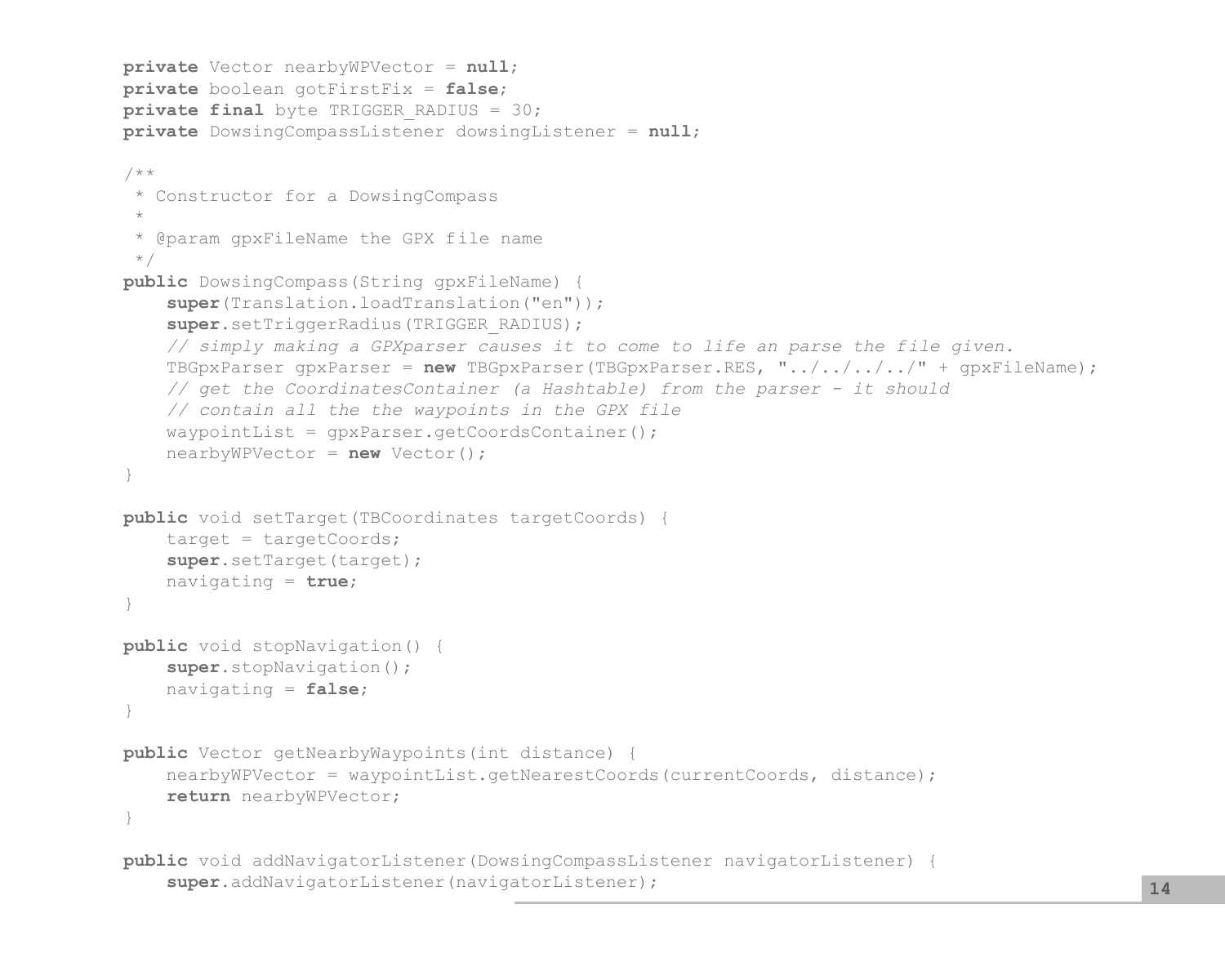```java
    private Vector nearbyWPVector = null;
    private boolean gotFirstFix = false;
    private final byte TRIGGER_RADIUS = 30;
    private DowsingCompassListener dowsingListener = null;

    /**
     * Constructor for a DowsingCompass
     *
     * @param gpxFileName the GPX file name
     */
    public DowsingCompass(String gpxFileName) {
        super(Translation.loadTranslation("en"));
        super.setTriggerRadius(TRIGGER_RADIUS);
        // simply making a GPXparser causes it to come to life an parse the file given.
        TBGpxParser gpxParser = new TBGpxParser(TBGpxParser.RES, "../../../../" + gpxFileName);
        // get the CoordinatesContainer (a Hashtable) from the parser - it should
        // contain all the the waypoints in the GPX file
        waypointList = gpxParser.getCoordsContainer();
        nearbyWPVector = new Vector();
    }

    public void setTarget(TBCoordinates targetCoords) {
        target = targetCoords;
        super.setTarget(target);
        navigating = true;
    }

    public void stopNavigation() {
        super.stopNavigation();
        navigating = false;
    }

    public Vector getNearbyWaypoints(int distance) {
        nearbyWPVector = waypointList.getNearestCoords(currentCoords, distance);
        return nearbyWPVector;
    }

    public void addNavigatorListener(DowsingCompassListener navigatorListener) {
        super.addNavigatorListener(navigatorListener);
```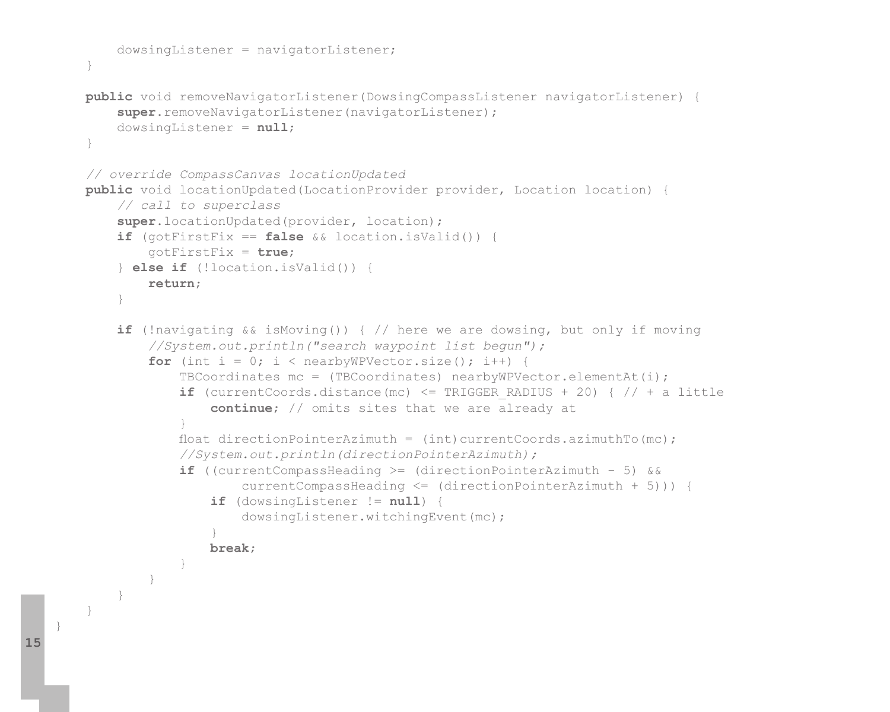```
        dowsingListener = navigatorListener;
    }

    public void removeNavigatorListener(DowsingCompassListener navigatorListener) {
        super.removeNavigatorListener(navigatorListener);
        dowsingListener = null;
    }

    // override CompassCanvas locationUpdated
    public void locationUpdated(LocationProvider provider, Location location) {
        // call to superclass
        super.locationUpdated(provider, location);
        if (gotFirstFix == false && location.isValid()) {
            gotFirstFix = true;
        } else if (!location.isValid()) {
            return;
        }

        if (!navigating && isMoving()) { // here we are dowsing, but only if moving
            //System.out.println("search waypoint list begun");
            for (int i = 0; i < nearbyWPVector.size(); i++) {
                TBCoordinates mc = (TBCoordinates) nearbyWPVector.elementAt(i);
                if (currentCoords.distance(mc) <= TRIGGER_RADIUS + 20) { // + a little
                    continue; // omits sites that we are already at
                }
                float directionPointerAzimuth = (int)currentCoords.azimuthTo(mc);
                //System.out.println(directionPointerAzimuth);
                if ((currentCompassHeading >= (directionPointerAzimuth - 5) &&
                        currentCompassHeading <= (directionPointerAzimuth + 5))) {
                    if (dowsingListener != null) {
                        dowsingListener.witchingEvent(mc);
                    }
                    break;
                }
            }
        }
    }
}
```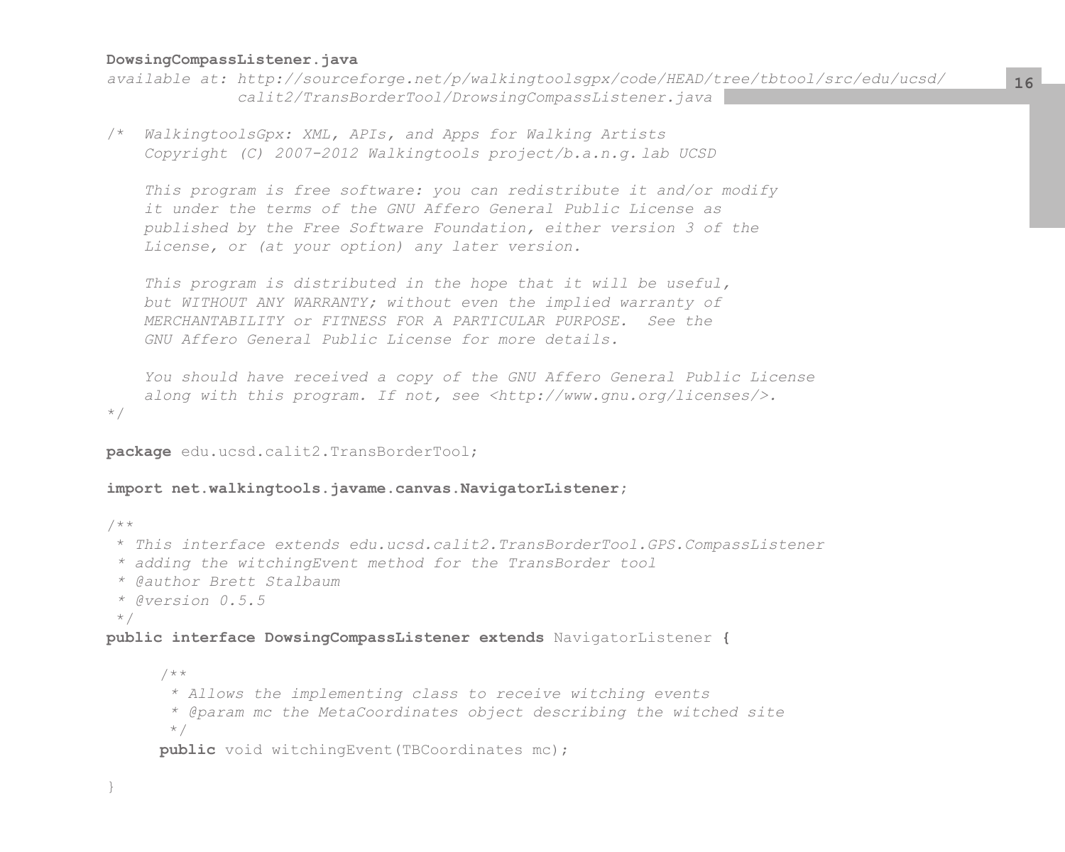**DowsingCompassListener.java**

*available at: http://sourceforge.net/p/walkingtoolsgpx/code/HEAD/tree/tbtool/src/edu/ucsd/calit2/TransBorderTool/DrowsingCompassListener.java*

```java
/*  WalkingtoolsGpx: XML, APIs, and Apps for Walking Artists
    Copyright (C) 2007-2012 Walkingtools project/b.a.n.g. lab UCSD

    This program is free software: you can redistribute it and/or modify
    it under the terms of the GNU Affero General Public License as
    published by the Free Software Foundation, either version 3 of the
    License, or (at your option) any later version.

    This program is distributed in the hope that it will be useful,
    but WITHOUT ANY WARRANTY; without even the implied warranty of
    MERCHANTABILITY or FITNESS FOR A PARTICULAR PURPOSE.  See the
    GNU Affero General Public License for more details.

    You should have received a copy of the GNU Affero General Public License
    along with this program. If not, see <http://www.gnu.org/licenses/>.
*/

package edu.ucsd.calit2.TransBorderTool;

import net.walkingtools.javame.canvas.NavigatorListener;

/**
 * This interface extends edu.ucsd.calit2.TransBorderTool.GPS.CompassListener
 * adding the witchingEvent method for the TransBorder tool
 * @author Brett Stalbaum
 * @version 0.5.5
 */
public interface DowsingCompassListener extends NavigatorListener {

      /**
       * Allows the implementing class to receive witching events
       * @param mc the MetaCoordinates object describing the witched site
       */
      public void witchingEvent(TBCoordinates mc);

}
```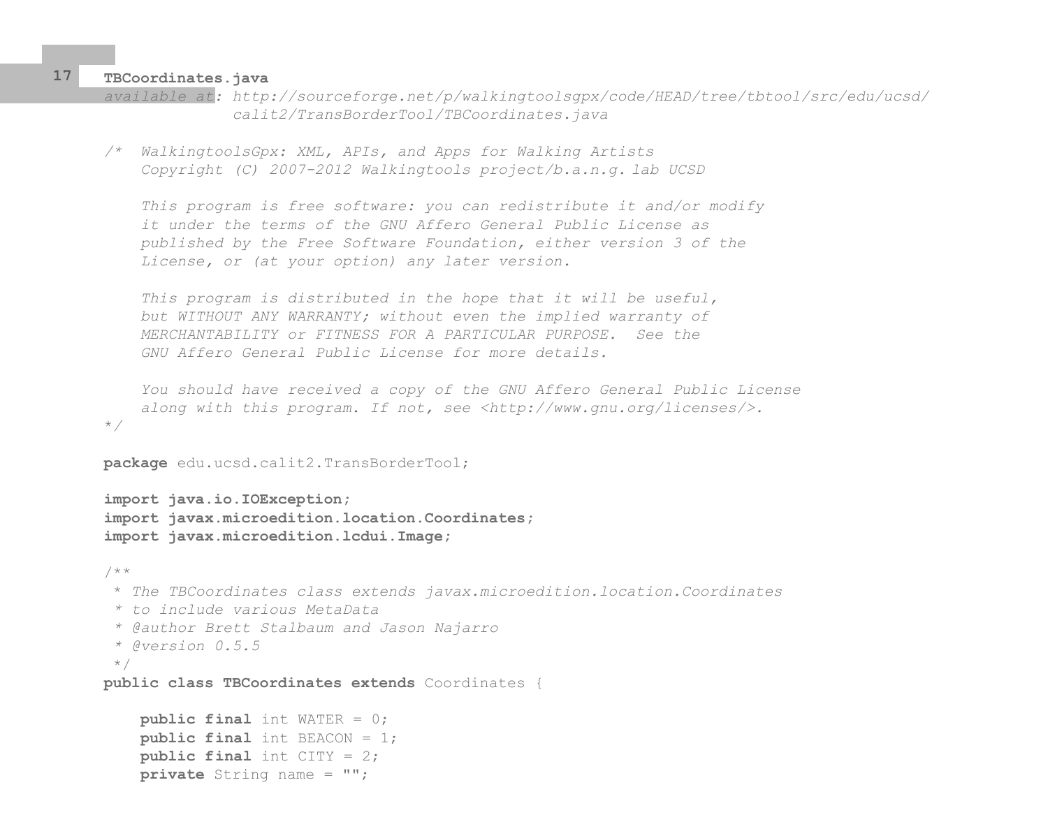**TBCoordinates.java**

*available at: http://sourceforge.net/p/walkingtoolsgpx/code/HEAD/tree/tbtool/src/edu/ucsd/calit2/TransBorderTool/TBCoordinates.java*

```
/*  WalkingtoolsGpx: XML, APIs, and Apps for Walking Artists
    Copyright (C) 2007-2012 Walkingtools project/b.a.n.g. lab UCSD

    This program is free software: you can redistribute it and/or modify
    it under the terms of the GNU Affero General Public License as
    published by the Free Software Foundation, either version 3 of the
    License, or (at your option) any later version.

    This program is distributed in the hope that it will be useful,
    but WITHOUT ANY WARRANTY; without even the implied warranty of
    MERCHANTABILITY or FITNESS FOR A PARTICULAR PURPOSE.  See the
    GNU Affero General Public License for more details.

    You should have received a copy of the GNU Affero General Public License
    along with this program. If not, see <http://www.gnu.org/licenses/>.
*/

package edu.ucsd.calit2.TransBorderTool;

import java.io.IOException;
import javax.microedition.location.Coordinates;
import javax.microedition.lcdui.Image;

/**
 * The TBCoordinates class extends javax.microedition.location.Coordinates
 * to include various MetaData
 * @author Brett Stalbaum and Jason Najarro
 * @version 0.5.5
 */
public class TBCoordinates extends Coordinates {

    public final int WATER = 0;
    public final int BEACON = 1;
    public final int CITY = 2;
    private String name = "";
```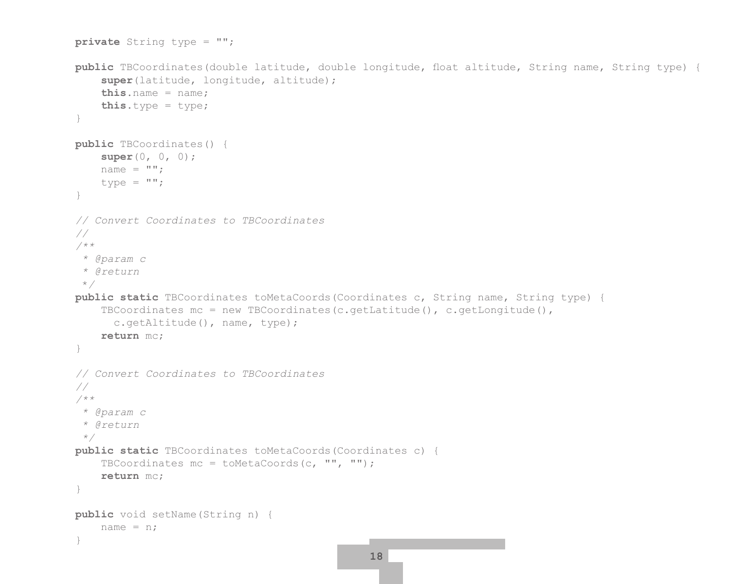```java
private String type = "";

public TBCoordinates(double latitude, double longitude, float altitude, String name, String type) {
    super(latitude, longitude, altitude);
    this.name = name;
    this.type = type;
}

public TBCoordinates() {
    super(0, 0, 0);
    name = "";
    type = "";
}

// Convert Coordinates to TBCoordinates
//
/**
 * @param c
 * @return
 */
public static TBCoordinates toMetaCoords(Coordinates c, String name, String type) {
    TBCoordinates mc = new TBCoordinates(c.getLatitude(), c.getLongitude(),
      c.getAltitude(), name, type);
    return mc;
}

// Convert Coordinates to TBCoordinates
//
/**
 * @param c
 * @return
 */
public static TBCoordinates toMetaCoords(Coordinates c) {
    TBCoordinates mc = toMetaCoords(c, "", "");
    return mc;
}

public void setName(String n) {
    name = n;
}
```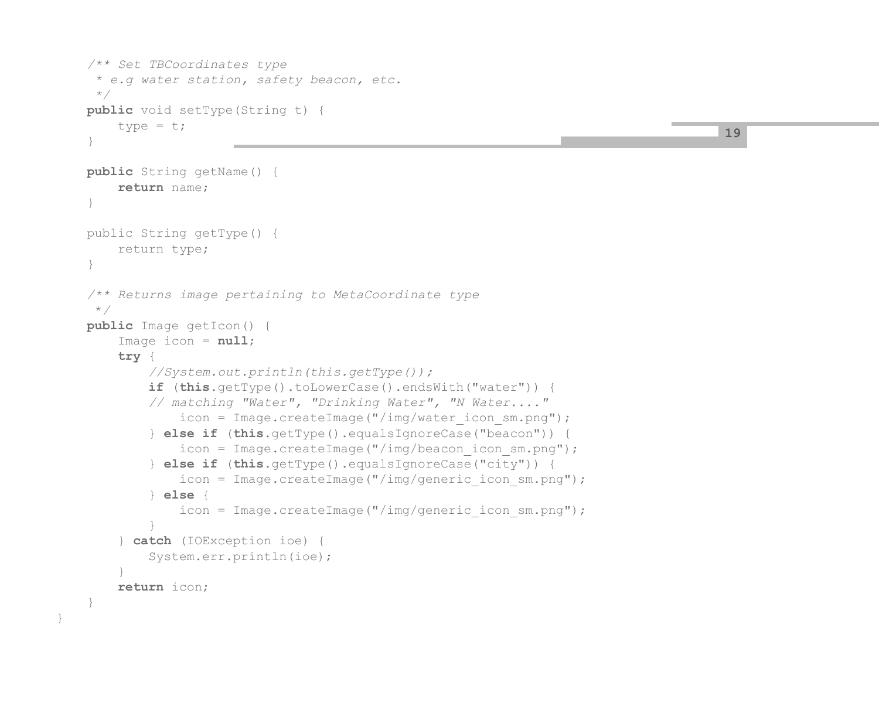```java
    /** Set TBCoordinates type
     * e.g water station, safety beacon, etc.
     */
    public void setType(String t) {
        type = t;
    }

    public String getName() {
        return name;
    }

    public String getType() {
        return type;
    }

    /** Returns image pertaining to MetaCoordinate type
     */
    public Image getIcon() {
        Image icon = null;
        try {
            //System.out.println(this.getType());
            if (this.getType().toLowerCase().endsWith("water")) {
            // matching "Water", "Drinking Water", "N Water...."
                icon = Image.createImage("/img/water_icon_sm.png");
            } else if (this.getType().equalsIgnoreCase("beacon")) {
                icon = Image.createImage("/img/beacon_icon_sm.png");
            } else if (this.getType().equalsIgnoreCase("city")) {
                icon = Image.createImage("/img/generic_icon_sm.png");
            } else {
                icon = Image.createImage("/img/generic_icon_sm.png");
            }
        } catch (IOException ioe) {
            System.err.println(ioe);
        }
        return icon;
    }
}
```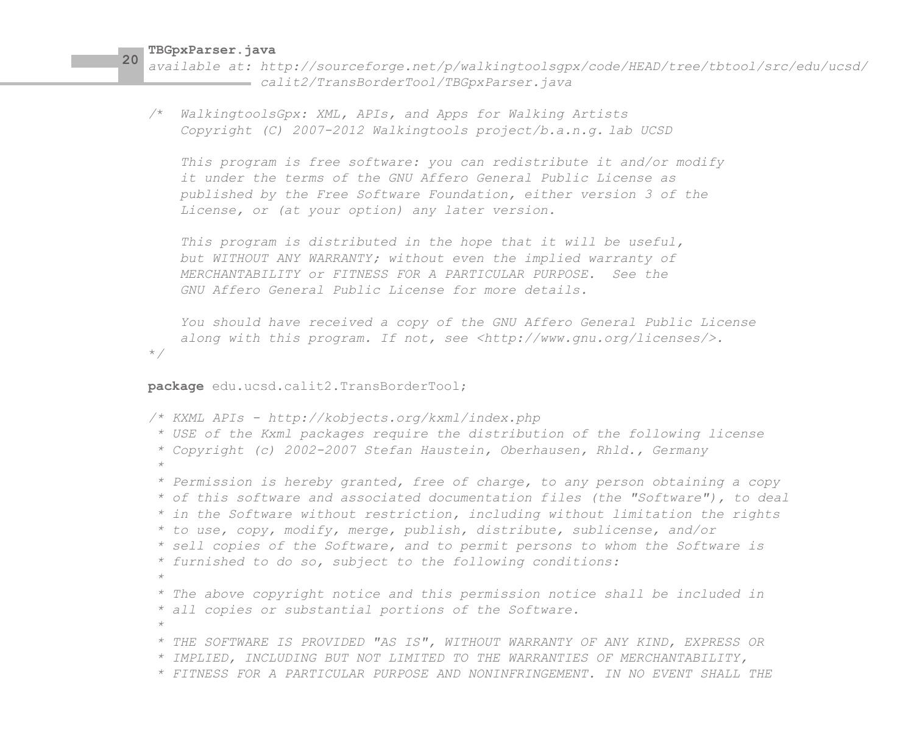**TBGpxParser.java**

*available at: http://sourceforge.net/p/walkingtoolsgpx/code/HEAD/tree/tbtool/src/edu/ucsd/calit2/TransBorderTool/TBGpxParser.java*

```
/*  WalkingtoolsGpx: XML, APIs, and Apps for Walking Artists
    Copyright (C) 2007-2012 Walkingtools project/b.a.n.g. lab UCSD

    This program is free software: you can redistribute it and/or modify
    it under the terms of the GNU Affero General Public License as
    published by the Free Software Foundation, either version 3 of the
    License, or (at your option) any later version.

    This program is distributed in the hope that it will be useful,
    but WITHOUT ANY WARRANTY; without even the implied warranty of
    MERCHANTABILITY or FITNESS FOR A PARTICULAR PURPOSE.  See the
    GNU Affero General Public License for more details.

    You should have received a copy of the GNU Affero General Public License
    along with this program. If not, see <http://www.gnu.org/licenses/>.
*/

package edu.ucsd.calit2.TransBorderTool;

/* KXML APIs - http://kobjects.org/kxml/index.php
 * USE of the Kxml packages require the distribution of the following license
 * Copyright (c) 2002-2007 Stefan Haustein, Oberhausen, Rhld., Germany
 *
 * Permission is hereby granted, free of charge, to any person obtaining a copy
 * of this software and associated documentation files (the "Software"), to deal
 * in the Software without restriction, including without limitation the rights
 * to use, copy, modify, merge, publish, distribute, sublicense, and/or
 * sell copies of the Software, and to permit persons to whom the Software is
 * furnished to do so, subject to the following conditions:
 *
 * The above copyright notice and this permission notice shall be included in
 * all copies or substantial portions of the Software.
 *
 * THE SOFTWARE IS PROVIDED "AS IS", WITHOUT WARRANTY OF ANY KIND, EXPRESS OR
 * IMPLIED, INCLUDING BUT NOT LIMITED TO THE WARRANTIES OF MERCHANTABILITY,
 * FITNESS FOR A PARTICULAR PURPOSE AND NONINFRINGEMENT. IN NO EVENT SHALL THE
```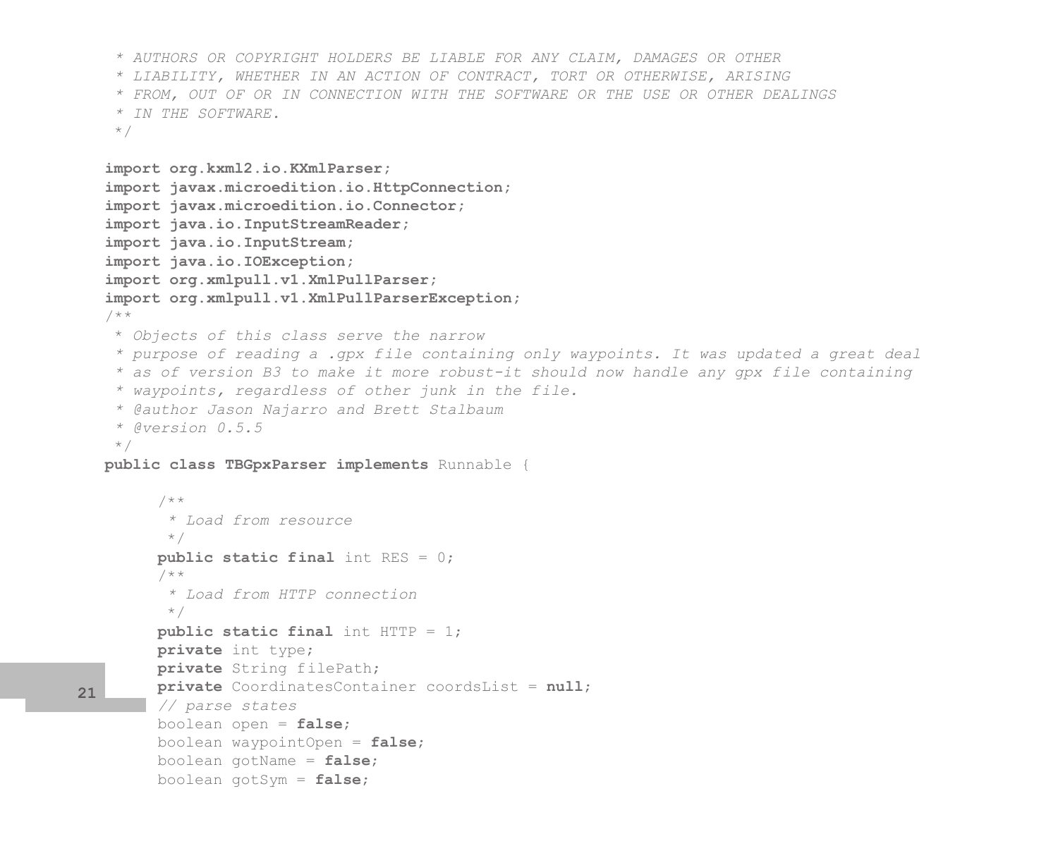```java
 * AUTHORS OR COPYRIGHT HOLDERS BE LIABLE FOR ANY CLAIM, DAMAGES OR OTHER
 * LIABILITY, WHETHER IN AN ACTION OF CONTRACT, TORT OR OTHERWISE, ARISING
 * FROM, OUT OF OR IN CONNECTION WITH THE SOFTWARE OR THE USE OR OTHER DEALINGS
 * IN THE SOFTWARE.
 */

import org.kxml2.io.KXmlParser;
import javax.microedition.io.HttpConnection;
import javax.microedition.io.Connector;
import java.io.InputStreamReader;
import java.io.InputStream;
import java.io.IOException;
import org.xmlpull.v1.XmlPullParser;
import org.xmlpull.v1.XmlPullParserException;
/**
 * Objects of this class serve the narrow
 * purpose of reading a .gpx file containing only waypoints. It was updated a great deal
 * as of version B3 to make it more robust-it should now handle any gpx file containing
 * waypoints, regardless of other junk in the file.
 * @author Jason Najarro and Brett Stalbaum
 * @version 0.5.5
 */
public class TBGpxParser implements Runnable {

      /**
       * Load from resource
       */
      public static final int RES = 0;
      /**
       * Load from HTTP connection
       */
      public static final int HTTP = 1;
      private int type;
      private String filePath;
      private CoordinatesContainer coordsList = null;
      // parse states
      boolean open = false;
      boolean waypointOpen = false;
      boolean gotName = false;
      boolean gotSym = false;
```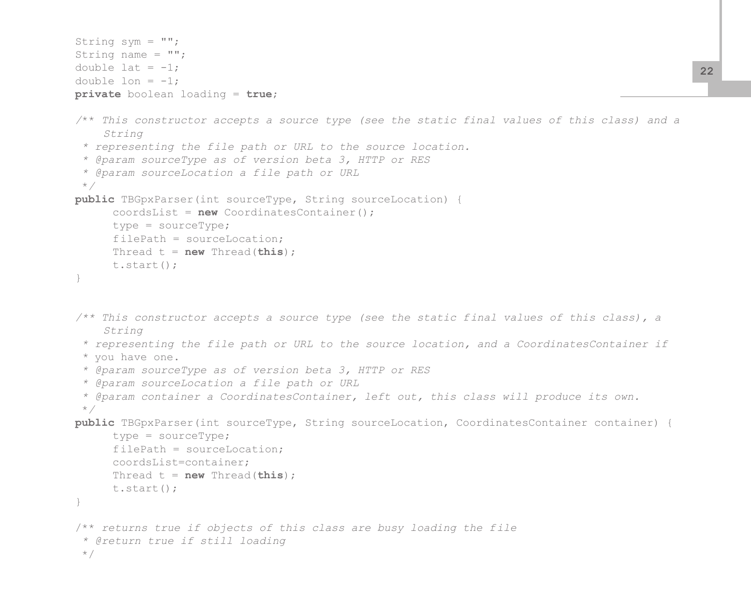```java
String sym = "";
String name = "";
double lat = -1;
double lon = -1;
private boolean loading = true;

/** This constructor accepts a source type (see the static final values of this class) and a
    String
 * representing the file path or URL to the source location.
 * @param sourceType as of version beta 3, HTTP or RES
 * @param sourceLocation a file path or URL
 */
public TBGpxParser(int sourceType, String sourceLocation) {
      coordsList = new CoordinatesContainer();
      type = sourceType;
      filePath = sourceLocation;
      Thread t = new Thread(this);
      t.start();
}


/** This constructor accepts a source type (see the static final values of this class), a
    String
 * representing the file path or URL to the source location, and a CoordinatesContainer if
 * you have one.
 * @param sourceType as of version beta 3, HTTP or RES
 * @param sourceLocation a file path or URL
 * @param container a CoordinatesContainer, left out, this class will produce its own.
 */
public TBGpxParser(int sourceType, String sourceLocation, CoordinatesContainer container) {
      type = sourceType;
      filePath = sourceLocation;
      coordsList=container;
      Thread t = new Thread(this);
      t.start();
}

/** returns true if objects of this class are busy loading the file
 * @return true if still loading
 */
```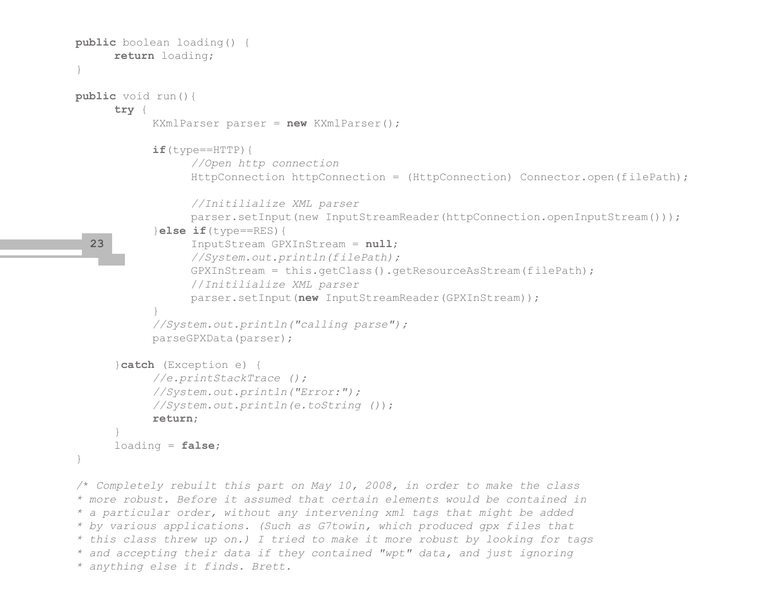```java
public boolean loading() {
      return loading;
}

public void run(){
      try {
            KXmlParser parser = new KXmlParser();

            if(type==HTTP){
                  //Open http connection
                  HttpConnection httpConnection = (HttpConnection) Connector.open(filePath);

                  //Initilialize XML parser
                  parser.setInput(new InputStreamReader(httpConnection.openInputStream()));
            }else if(type==RES){
                  InputStream GPXInStream = null;
                  //System.out.println(filePath);
                  GPXInStream = this.getClass().getResourceAsStream(filePath);
                  //Initilialize XML parser
                  parser.setInput(new InputStreamReader(GPXInStream));
            }
            //System.out.println("calling parse");
            parseGPXData(parser);

      }catch (Exception e) {
            //e.printStackTrace ();
            //System.out.println("Error:");
            //System.out.println(e.toString ());
            return;
      }
      loading = false;
}

/* Completely rebuilt this part on May 10, 2008, in order to make the class
* more robust. Before it assumed that certain elements would be contained in
* a particular order, without any intervening xml tags that might be added
* by various applications. (Such as G7towin, which produced gpx files that
* this class threw up on.) I tried to make it more robust by looking for tags
* and accepting their data if they contained "wpt" data, and just ignoring
* anything else it finds. Brett.
```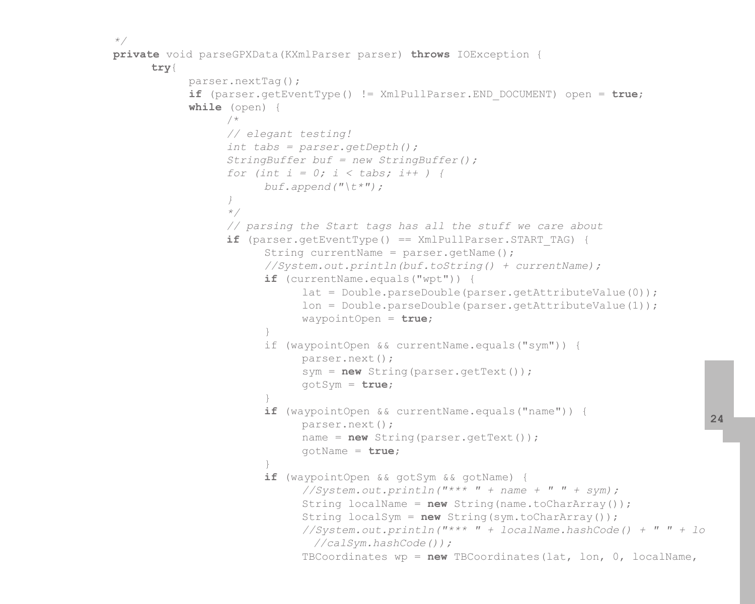```
*/
private void parseGPXData(KXmlParser parser) throws IOException {
      try{
            parser.nextTag();
            if (parser.getEventType() != XmlPullParser.END_DOCUMENT) open = true;
            while (open) {
                  /*
                  // elegant testing!
                  int tabs = parser.getDepth();
                  StringBuffer buf = new StringBuffer();
                  for (int i = 0; i < tabs; i++ ) {
                        buf.append("\t*");
                  }
                  */
                  // parsing the Start tags has all the stuff we care about
                  if (parser.getEventType() == XmlPullParser.START_TAG) {
                        String currentName = parser.getName();
                        //System.out.println(buf.toString() + currentName);
                        if (currentName.equals("wpt")) {
                              lat = Double.parseDouble(parser.getAttributeValue(0));
                              lon = Double.parseDouble(parser.getAttributeValue(1));
                              waypointOpen = true;
                        }
                        if (waypointOpen && currentName.equals("sym")) {
                              parser.next();
                              sym = new String(parser.getText());
                              gotSym = true;
                        }
                        if (waypointOpen && currentName.equals("name")) {
                              parser.next();
                              name = new String(parser.getText());
                              gotName = true;
                        }
                        if (waypointOpen && gotSym && gotName) {
                              //System.out.println("*** " + name + " " + sym);
                              String localName = new String(name.toCharArray());
                              String localSym = new String(sym.toCharArray());
                              //System.out.println("*** " + localName.hashCode() + " " + lo
                                //calSym.hashCode());
                              TBCoordinates wp = new TBCoordinates(lat, lon, 0, localName,
```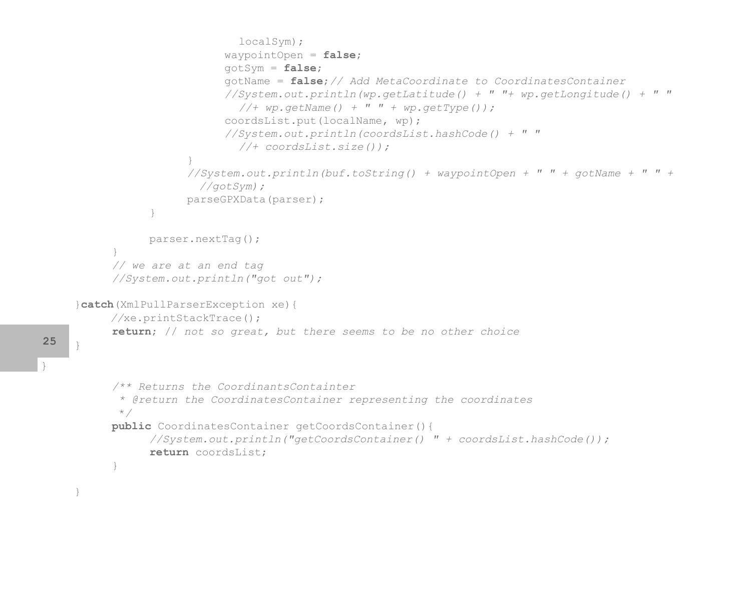```java
                        localSym);
                    waypointOpen = false;
                    gotSym = false;
                    gotName = false;// Add MetaCoordinate to CoordinatesContainer
                    //System.out.println(wp.getLatitude() + " "+ wp.getLongitude() + " "
                      //+ wp.getName() + " " + wp.getType());
                    coordsList.put(localName, wp);
                    //System.out.println(coordsList.hashCode() + " "
                      //+ coordsList.size());
                }
                //System.out.println(buf.toString() + waypointOpen + " " + gotName + " " +
                  //gotSym);
                parseGPXData(parser);
            }

            parser.nextTag();
        }
        // we are at an end tag
        //System.out.println("got out");

    }catch(XmlPullParserException xe){
        //xe.printStackTrace();
        return; // not so great, but there seems to be no other choice
    }

}

        /** Returns the CoordinantsContainter
         * @return the CoordinatesContainer representing the coordinates
         */
        public CoordinatesContainer getCoordsContainer(){
            //System.out.println("getCoordsContainer() " + coordsList.hashCode());
            return coordsList;
        }

    }
```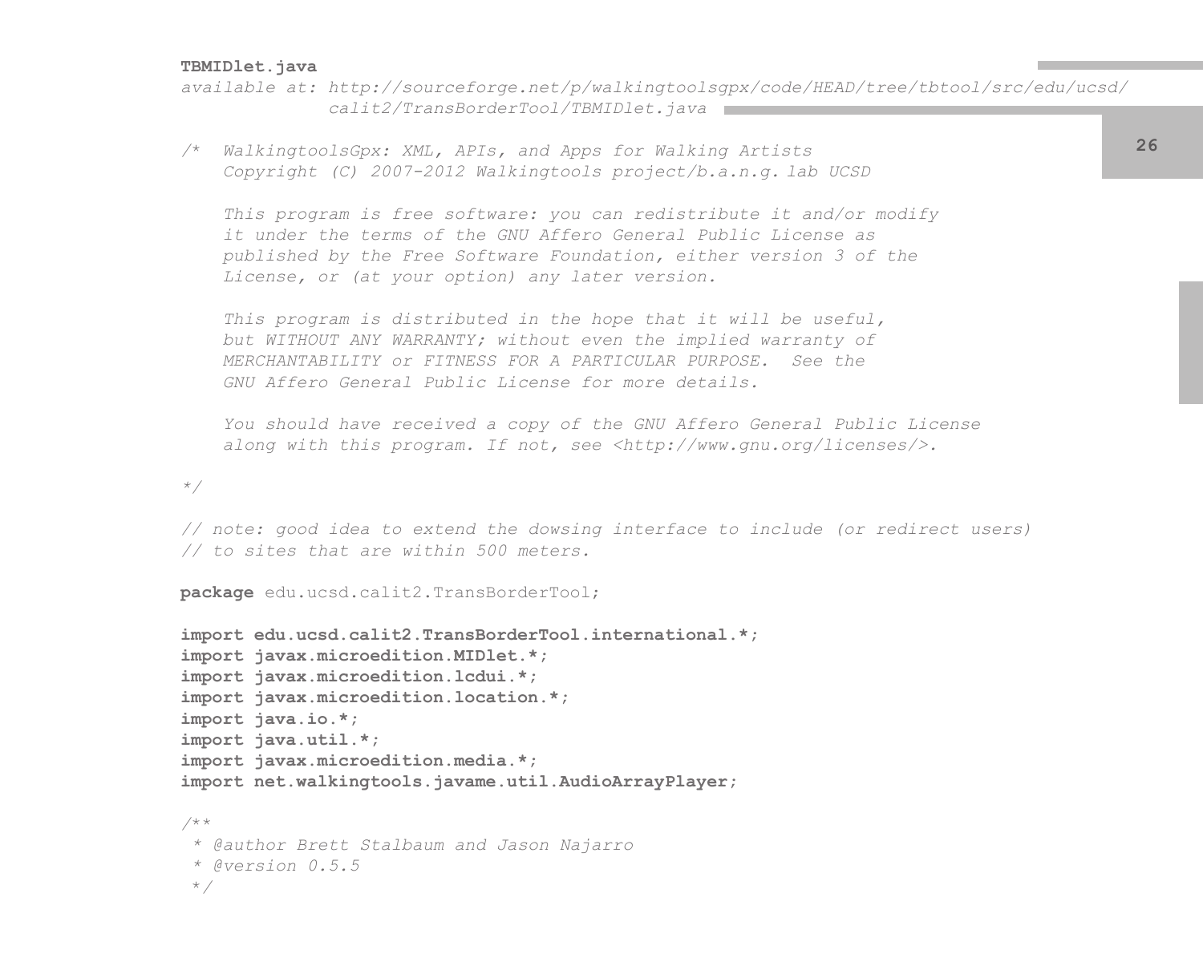**TBMIDlet.java**

*available at: http://sourceforge.net/p/walkingtoolsgpx/code/HEAD/tree/tbtool/src/edu/ucsd/calit2/TransBorderTool/TBMIDlet.java*

```java
/*  WalkingtoolsGpx: XML, APIs, and Apps for Walking Artists
    Copyright (C) 2007-2012 Walkingtools project/b.a.n.g. lab UCSD

    This program is free software: you can redistribute it and/or modify
    it under the terms of the GNU Affero General Public License as
    published by the Free Software Foundation, either version 3 of the
    License, or (at your option) any later version.

    This program is distributed in the hope that it will be useful,
    but WITHOUT ANY WARRANTY; without even the implied warranty of
    MERCHANTABILITY or FITNESS FOR A PARTICULAR PURPOSE.  See the
    GNU Affero General Public License for more details.

    You should have received a copy of the GNU Affero General Public License
    along with this program. If not, see <http://www.gnu.org/licenses/>.

*/

// note: good idea to extend the dowsing interface to include (or redirect users)
// to sites that are within 500 meters.

package edu.ucsd.calit2.TransBorderTool;

import edu.ucsd.calit2.TransBorderTool.international.*;
import javax.microedition.MIDlet.*;
import javax.microedition.lcdui.*;
import javax.microedition.location.*;
import java.io.*;
import java.util.*;
import javax.microedition.media.*;
import net.walkingtools.javame.util.AudioArrayPlayer;

/**
 * @author Brett Stalbaum and Jason Najarro
 * @version 0.5.5
 */
```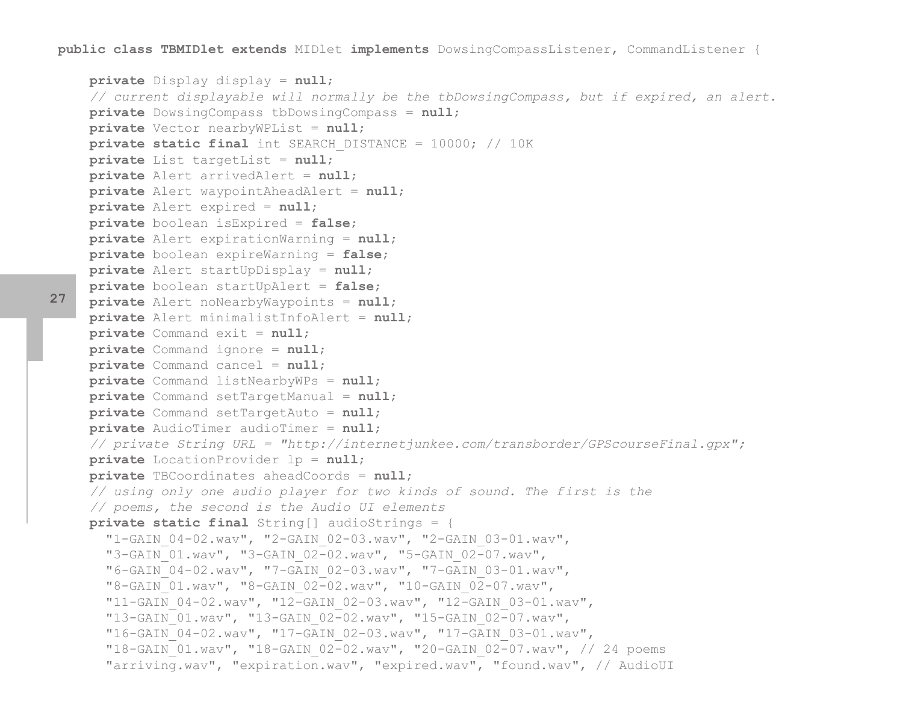```java
public class TBMIDlet extends MIDlet implements DowsingCompassListener, CommandListener {

    private Display display = null;
    // current displayable will normally be the tbDowsingCompass, but if expired, an alert.
    private DowsingCompass tbDowsingCompass = null;
    private Vector nearbyWPList = null;
    private static final int SEARCH_DISTANCE = 10000; // 10K
    private List targetList = null;
    private Alert arrivedAlert = null;
    private Alert waypointAheadAlert = null;
    private Alert expired = null;
    private boolean isExpired = false;
    private Alert expirationWarning = null;
    private boolean expireWarning = false;
    private Alert startUpDisplay = null;
    private boolean startUpAlert = false;
    private Alert noNearbyWaypoints = null;
    private Alert minimalistInfoAlert = null;
    private Command exit = null;
    private Command ignore = null;
    private Command cancel = null;
    private Command listNearbyWPs = null;
    private Command setTargetManual = null;
    private Command setTargetAuto = null;
    private AudioTimer audioTimer = null;
    // private String URL = "http://internetjunkee.com/transborder/GPScourseFinal.gpx";
    private LocationProvider lp = null;
    private TBCoordinates aheadCoords = null;
    // using only one audio player for two kinds of sound. The first is the
    // poems, the second is the Audio UI elements
    private static final String[] audioStrings = {
      "1-GAIN_04-02.wav", "2-GAIN_02-03.wav", "2-GAIN_03-01.wav",
      "3-GAIN_01.wav", "3-GAIN_02-02.wav", "5-GAIN_02-07.wav",
      "6-GAIN_04-02.wav", "7-GAIN_02-03.wav", "7-GAIN_03-01.wav",
      "8-GAIN_01.wav", "8-GAIN_02-02.wav", "10-GAIN_02-07.wav",
      "11-GAIN_04-02.wav", "12-GAIN_02-03.wav", "12-GAIN_03-01.wav",
      "13-GAIN_01.wav", "13-GAIN_02-02.wav", "15-GAIN_02-07.wav",
      "16-GAIN_04-02.wav", "17-GAIN_02-03.wav", "17-GAIN_03-01.wav",
      "18-GAIN_01.wav", "18-GAIN_02-02.wav", "20-GAIN_02-07.wav", // 24 poems
      "arriving.wav", "expiration.wav", "expired.wav", "found.wav", // AudioUI
```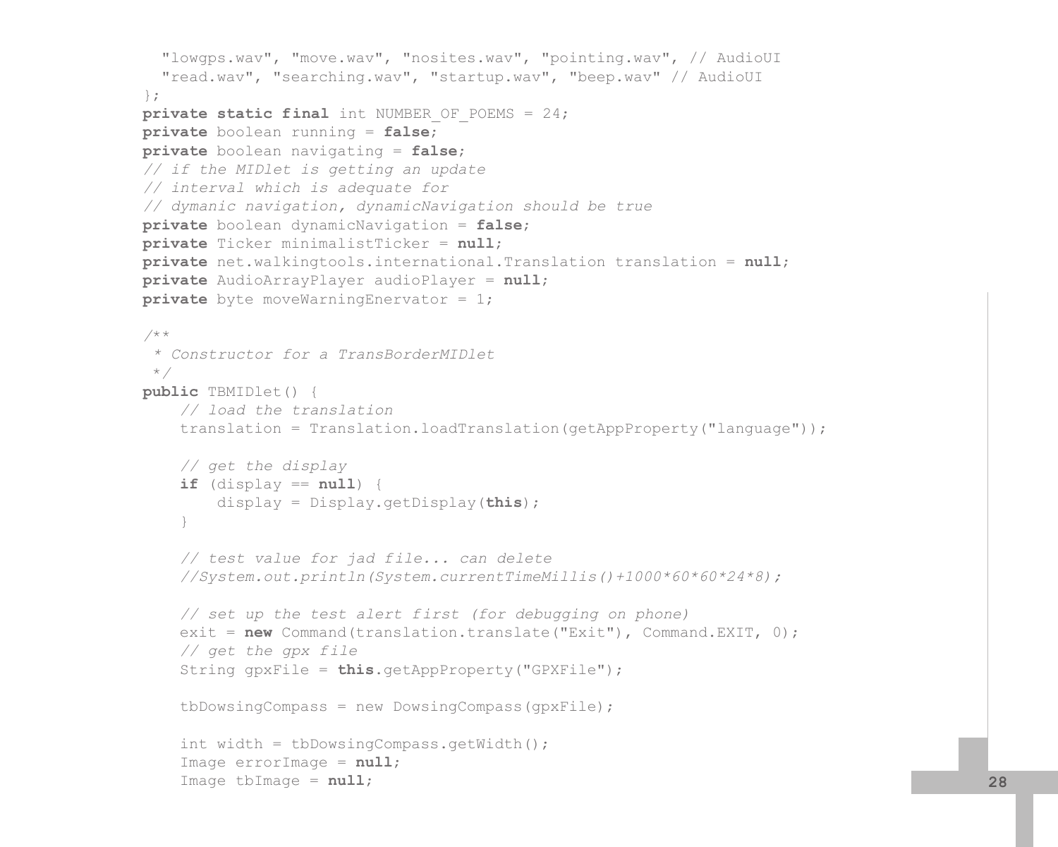```
  "lowgps.wav", "move.wav", "nosites.wav", "pointing.wav", // AudioUI
  "read.wav", "searching.wav", "startup.wav", "beep.wav" // AudioUI
};
private static final int NUMBER_OF_POEMS = 24;
private boolean running = false;
private boolean navigating = false;
// if the MIDlet is getting an update
// interval which is adequate for
// dymanic navigation, dynamicNavigation should be true
private boolean dynamicNavigation = false;
private Ticker minimalistTicker = null;
private net.walkingtools.international.Translation translation = null;
private AudioArrayPlayer audioPlayer = null;
private byte moveWarningEnervator = 1;

/**
 * Constructor for a TransBorderMIDlet
 */
public TBMIDlet() {
    // load the translation
    translation = Translation.loadTranslation(getAppProperty("language"));

    // get the display
    if (display == null) {
        display = Display.getDisplay(this);
    }

    // test value for jad file... can delete
    //System.out.println(System.currentTimeMillis()+1000*60*60*24*8);

    // set up the test alert first (for debugging on phone)
    exit = new Command(translation.translate("Exit"), Command.EXIT, 0);
    // get the gpx file
    String gpxFile = this.getAppProperty("GPXFile");

    tbDowsingCompass = new DowsingCompass(gpxFile);

    int width = tbDowsingCompass.getWidth();
    Image errorImage = null;
    Image tbImage = null;
```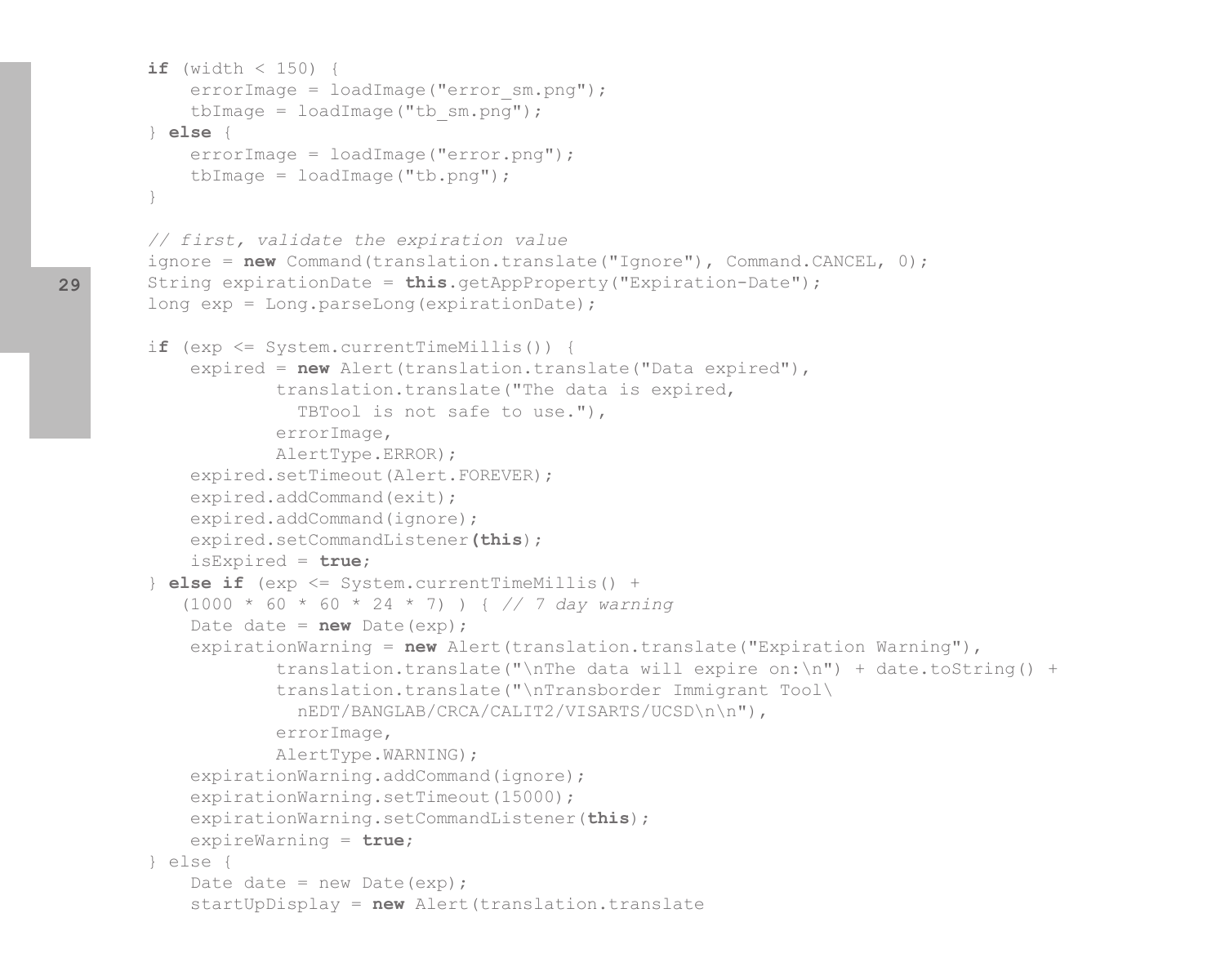```
if (width < 150) {
    errorImage = loadImage("error_sm.png");
    tbImage = loadImage("tb_sm.png");
} else {
    errorImage = loadImage("error.png");
    tbImage = loadImage("tb.png");
}

// first, validate the expiration value
ignore = new Command(translation.translate("Ignore"), Command.CANCEL, 0);
String expirationDate = this.getAppProperty("Expiration-Date");
long exp = Long.parseLong(expirationDate);

if (exp <= System.currentTimeMillis()) {
    expired = new Alert(translation.translate("Data expired"),
            translation.translate("The data is expired,
              TBTool is not safe to use."),
            errorImage,
            AlertType.ERROR);
    expired.setTimeout(Alert.FOREVER);
    expired.addCommand(exit);
    expired.addCommand(ignore);
    expired.setCommandListener(this);
    isExpired = true;
} else if (exp <= System.currentTimeMillis() +
   (1000 * 60 * 60 * 24 * 7) ) { // 7 day warning
    Date date = new Date(exp);
    expirationWarning = new Alert(translation.translate("Expiration Warning"),
            translation.translate("\nThe data will expire on:\n") + date.toString() +
            translation.translate("\nTransborder Immigrant Tool\
              nEDT/BANGLAB/CRCA/CALIT2/VISARTS/UCSD\n\n"),
            errorImage,
            AlertType.WARNING);
    expirationWarning.addCommand(ignore);
    expirationWarning.setTimeout(15000);
    expirationWarning.setCommandListener(this);
    expireWarning = true;
} else {
    Date date = new Date(exp);
    startUpDisplay = new Alert(translation.translate
```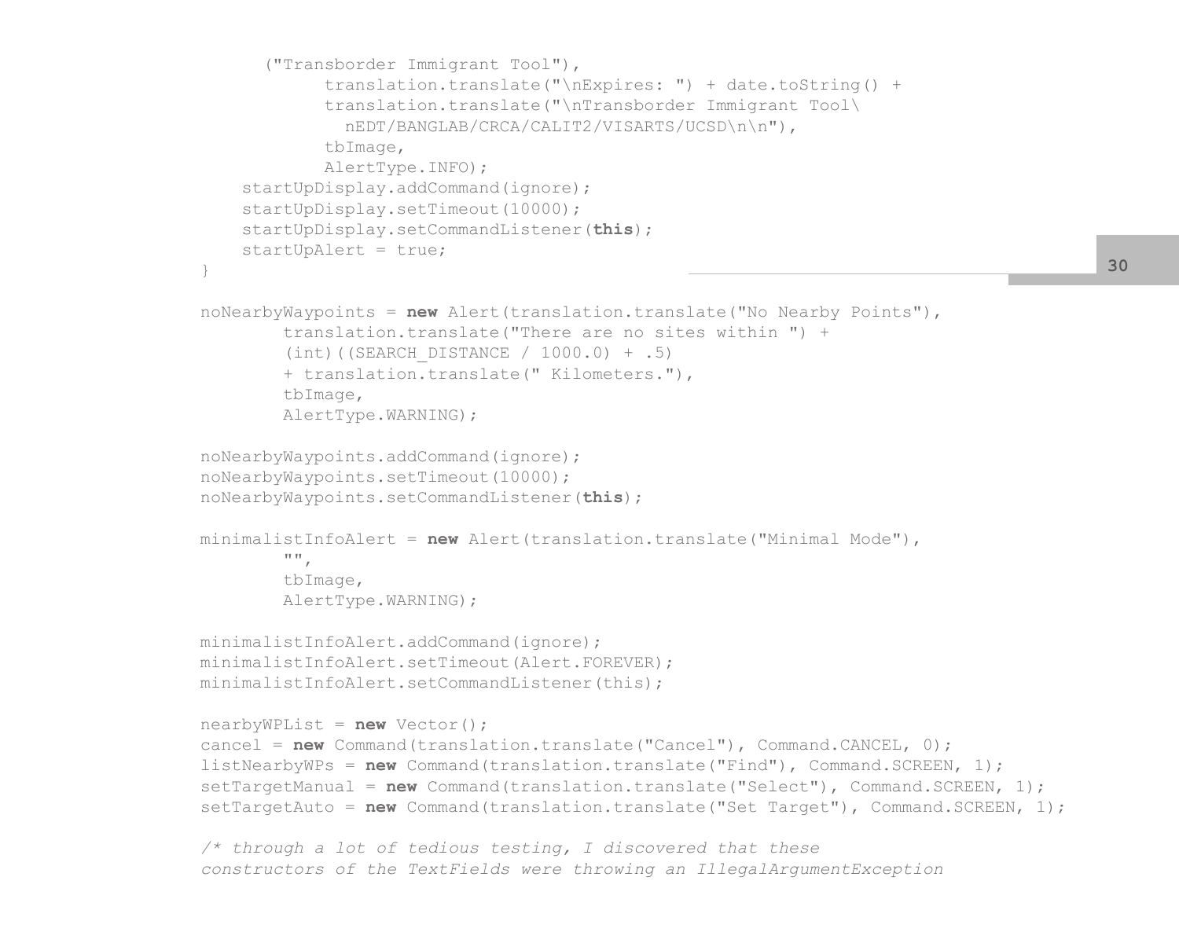```
      ("Transborder Immigrant Tool"),
            translation.translate("\nExpires: ") + date.toString() +
            translation.translate("\nTransborder Immigrant Tool\
              nEDT/BANGLAB/CRCA/CALIT2/VISARTS/UCSD\n\n"),
            tbImage,
            AlertType.INFO);
    startUpDisplay.addCommand(ignore);
    startUpDisplay.setTimeout(10000);
    startUpDisplay.setCommandListener(this);
    startUpAlert = true;
}

noNearbyWaypoints = new Alert(translation.translate("No Nearby Points"),
        translation.translate("There are no sites within ") +
        (int)((SEARCH_DISTANCE / 1000.0) + .5)
        + translation.translate(" Kilometers."),
        tbImage,
        AlertType.WARNING);

noNearbyWaypoints.addCommand(ignore);
noNearbyWaypoints.setTimeout(10000);
noNearbyWaypoints.setCommandListener(this);

minimalistInfoAlert = new Alert(translation.translate("Minimal Mode"),
        "",
        tbImage,
        AlertType.WARNING);

minimalistInfoAlert.addCommand(ignore);
minimalistInfoAlert.setTimeout(Alert.FOREVER);
minimalistInfoAlert.setCommandListener(this);

nearbyWPList = new Vector();
cancel = new Command(translation.translate("Cancel"), Command.CANCEL, 0);
listNearbyWPs = new Command(translation.translate("Find"), Command.SCREEN, 1);
setTargetManual = new Command(translation.translate("Select"), Command.SCREEN, 1);
setTargetAuto = new Command(translation.translate("Set Target"), Command.SCREEN, 1);

/* through a lot of tedious testing, I discovered that these
constructors of the TextFields were throwing an IllegalArgumentException
```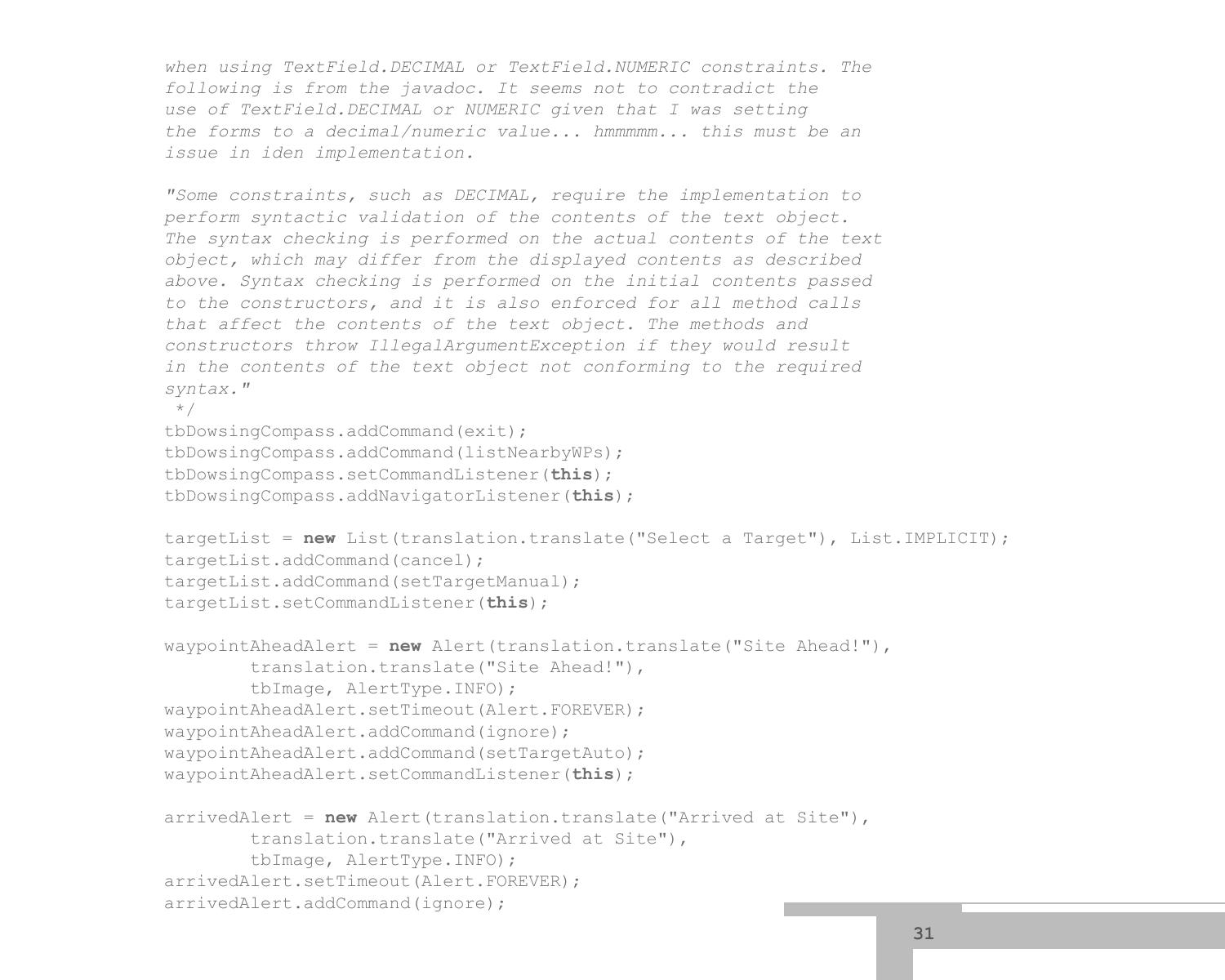```
when using TextField.DECIMAL or TextField.NUMERIC constraints. The
following is from the javadoc. It seems not to contradict the
use of TextField.DECIMAL or NUMERIC given that I was setting
the forms to a decimal/numeric value... hmmmmm... this must be an
issue in iden implementation.

"Some constraints, such as DECIMAL, require the implementation to
perform syntactic validation of the contents of the text object.
The syntax checking is performed on the actual contents of the text
object, which may differ from the displayed contents as described
above. Syntax checking is performed on the initial contents passed
to the constructors, and it is also enforced for all method calls
that affect the contents of the text object. The methods and
constructors throw IllegalArgumentException if they would result
in the contents of the text object not conforming to the required
syntax."
 */
tbDowsingCompass.addCommand(exit);
tbDowsingCompass.addCommand(listNearbyWPs);
tbDowsingCompass.setCommandListener(this);
tbDowsingCompass.addNavigatorListener(this);

targetList = new List(translation.translate("Select a Target"), List.IMPLICIT);
targetList.addCommand(cancel);
targetList.addCommand(setTargetManual);
targetList.setCommandListener(this);

waypointAheadAlert = new Alert(translation.translate("Site Ahead!"),
        translation.translate("Site Ahead!"),
        tbImage, AlertType.INFO);
waypointAheadAlert.setTimeout(Alert.FOREVER);
waypointAheadAlert.addCommand(ignore);
waypointAheadAlert.addCommand(setTargetAuto);
waypointAheadAlert.setCommandListener(this);

arrivedAlert = new Alert(translation.translate("Arrived at Site"),
        translation.translate("Arrived at Site"),
        tbImage, AlertType.INFO);
arrivedAlert.setTimeout(Alert.FOREVER);
arrivedAlert.addCommand(ignore);
```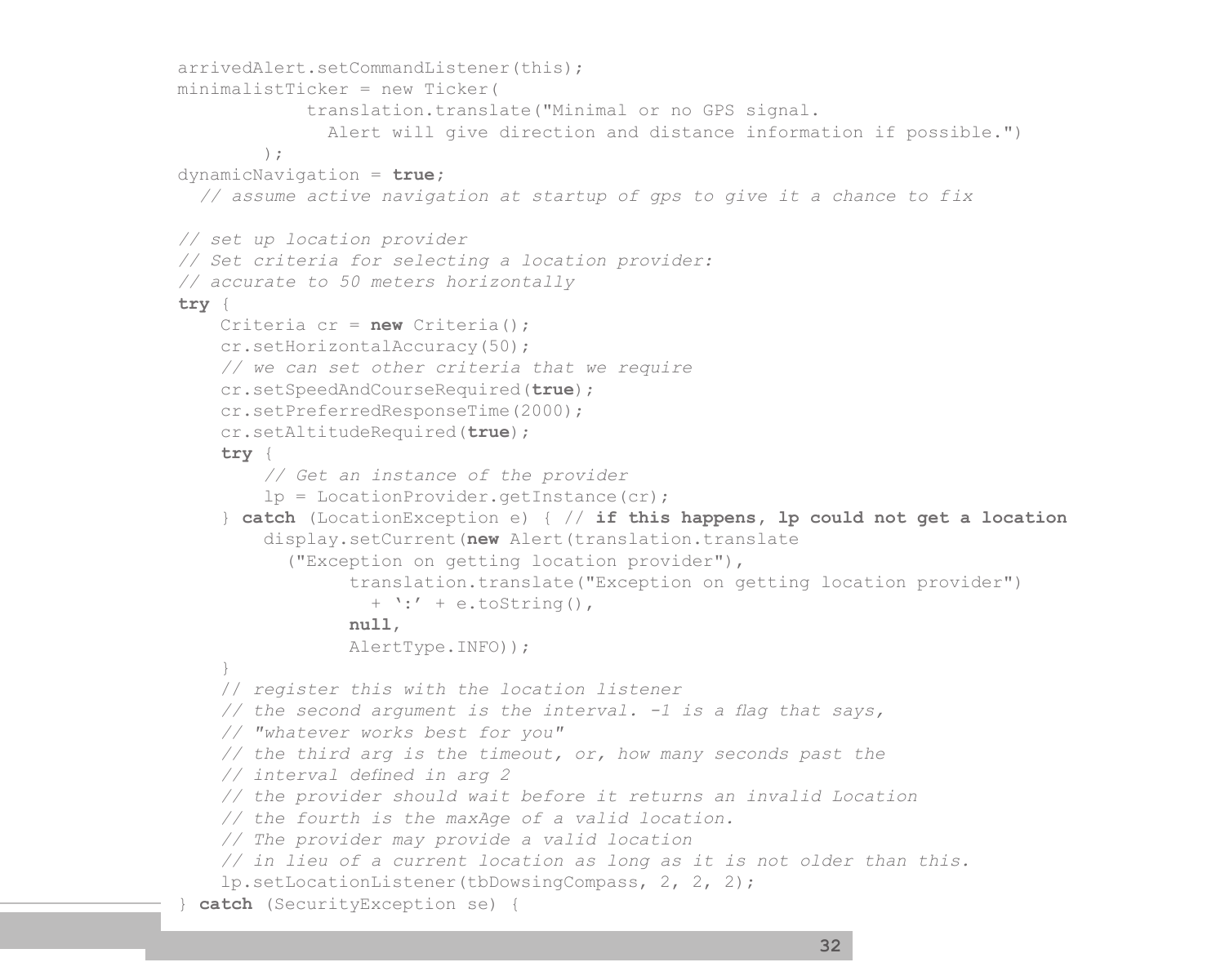```
arrivedAlert.setCommandListener(this);
minimalistTicker = new Ticker(
            translation.translate("Minimal or no GPS signal.
              Alert will give direction and distance information if possible.")
        );
dynamicNavigation = true;
  // assume active navigation at startup of gps to give it a chance to fix

// set up location provider
// Set criteria for selecting a location provider:
// accurate to 50 meters horizontally
try {
    Criteria cr = new Criteria();
    cr.setHorizontalAccuracy(50);
    // we can set other criteria that we require
    cr.setSpeedAndCourseRequired(true);
    cr.setPreferredResponseTime(2000);
    cr.setAltitudeRequired(true);
    try {
        // Get an instance of the provider
        lp = LocationProvider.getInstance(cr);
    } catch (LocationException e) { // if this happens, lp could not get a location
        display.setCurrent(new Alert(translation.translate
          ("Exception on getting location provider"),
                translation.translate("Exception on getting location provider")
                  + ':' + e.toString(),
                null,
                AlertType.INFO));
    }
    // register this with the location listener
    // the second argument is the interval. -1 is a flag that says,
    // "whatever works best for you"
    // the third arg is the timeout, or, how many seconds past the
    // interval defined in arg 2
    // the provider should wait before it returns an invalid Location
    // the fourth is the maxAge of a valid location.
    // The provider may provide a valid location
    // in lieu of a current location as long as it is not older than this.
    lp.setLocationListener(tbDowsingCompass, 2, 2, 2);
} catch (SecurityException se) {
```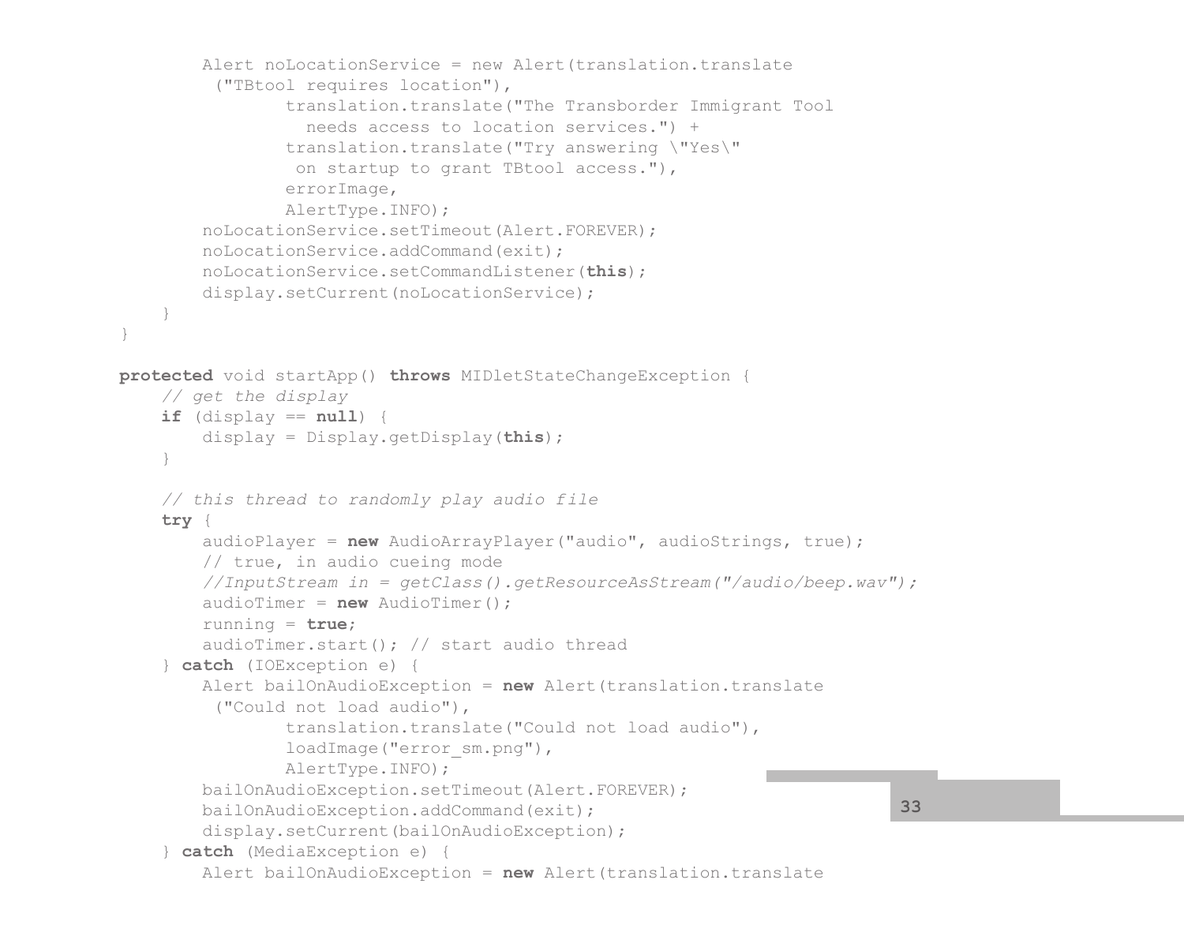```
        Alert noLocationService = new Alert(translation.translate
         ("TBtool requires location"),
                translation.translate("The Transborder Immigrant Tool
                  needs access to location services.") +
                translation.translate("Try answering \"Yes\"
                 on startup to grant TBtool access."),
                errorImage,
                AlertType.INFO);
        noLocationService.setTimeout(Alert.FOREVER);
        noLocationService.addCommand(exit);
        noLocationService.setCommandListener(this);
        display.setCurrent(noLocationService);
    }
}

protected void startApp() throws MIDletStateChangeException {
    // get the display
    if (display == null) {
        display = Display.getDisplay(this);
    }

    // this thread to randomly play audio file
    try {
        audioPlayer = new AudioArrayPlayer("audio", audioStrings, true);
        // true, in audio cueing mode
        //InputStream in = getClass().getResourceAsStream("/audio/beep.wav");
        audioTimer = new AudioTimer();
        running = true;
        audioTimer.start(); // start audio thread
    } catch (IOException e) {
        Alert bailOnAudioException = new Alert(translation.translate
         ("Could not load audio"),
                translation.translate("Could not load audio"),
                loadImage("error_sm.png"),
                AlertType.INFO);
        bailOnAudioException.setTimeout(Alert.FOREVER);
        bailOnAudioException.addCommand(exit);
        display.setCurrent(bailOnAudioException);
    } catch (MediaException e) {
        Alert bailOnAudioException = new Alert(translation.translate
```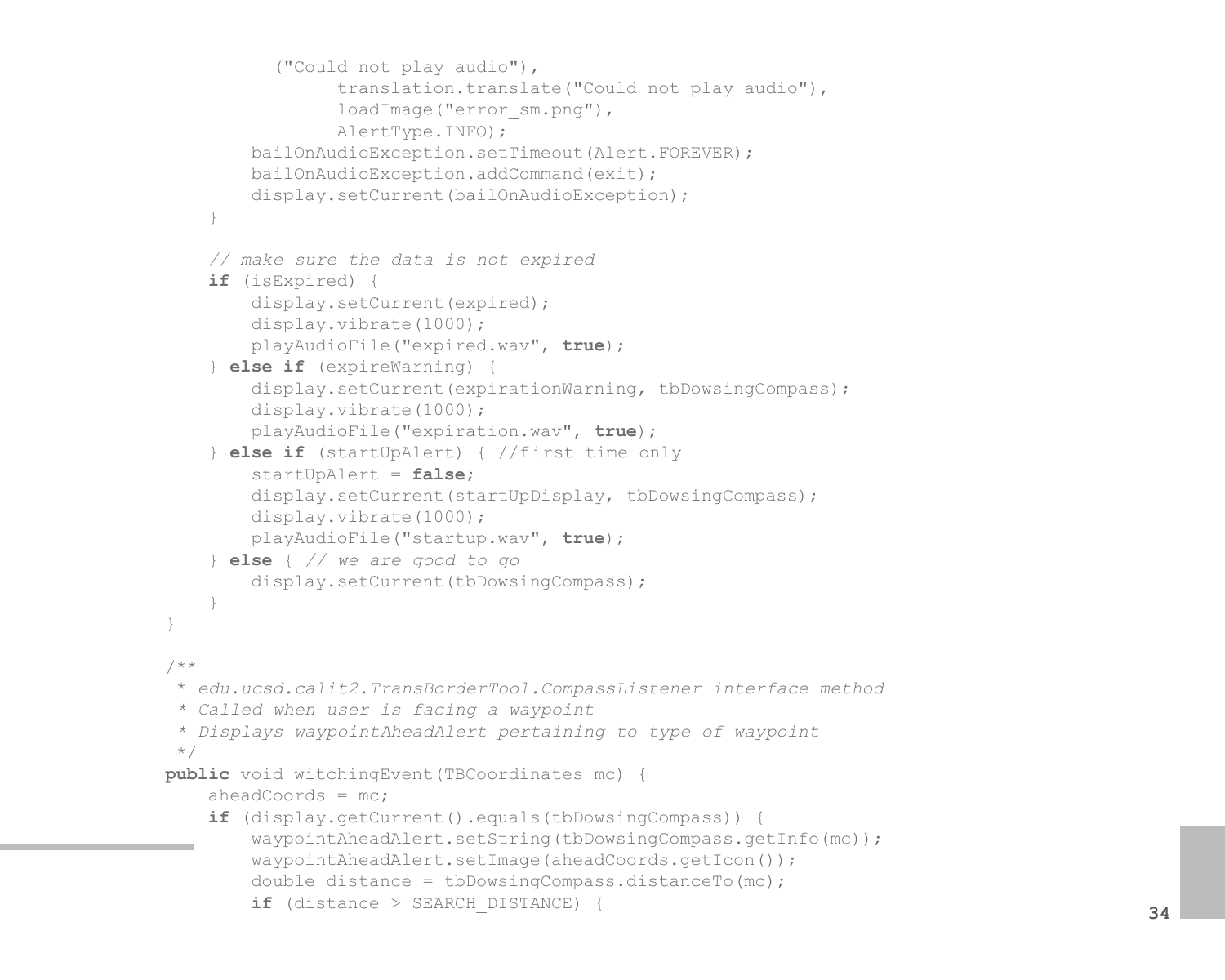```java
            ("Could not play audio"),
                  translation.translate("Could not play audio"),
                  loadImage("error_sm.png"),
                  AlertType.INFO);
        bailOnAudioException.setTimeout(Alert.FOREVER);
        bailOnAudioException.addCommand(exit);
        display.setCurrent(bailOnAudioException);
    }

    // make sure the data is not expired
    if (isExpired) {
        display.setCurrent(expired);
        display.vibrate(1000);
        playAudioFile("expired.wav", true);
    } else if (expireWarning) {
        display.setCurrent(expirationWarning, tbDowsingCompass);
        display.vibrate(1000);
        playAudioFile("expiration.wav", true);
    } else if (startUpAlert) { //first time only
        startUpAlert = false;
        display.setCurrent(startUpDisplay, tbDowsingCompass);
        display.vibrate(1000);
        playAudioFile("startup.wav", true);
    } else { // we are good to go
        display.setCurrent(tbDowsingCompass);
    }
}

/**
 * edu.ucsd.calit2.TransBorderTool.CompassListener interface method
 * Called when user is facing a waypoint
 * Displays waypointAheadAlert pertaining to type of waypoint
 */
public void witchingEvent(TBCoordinates mc) {
    aheadCoords = mc;
    if (display.getCurrent().equals(tbDowsingCompass)) {
        waypointAheadAlert.setString(tbDowsingCompass.getInfo(mc));
        waypointAheadAlert.setImage(aheadCoords.getIcon());
        double distance = tbDowsingCompass.distanceTo(mc);
        if (distance > SEARCH_DISTANCE) {
```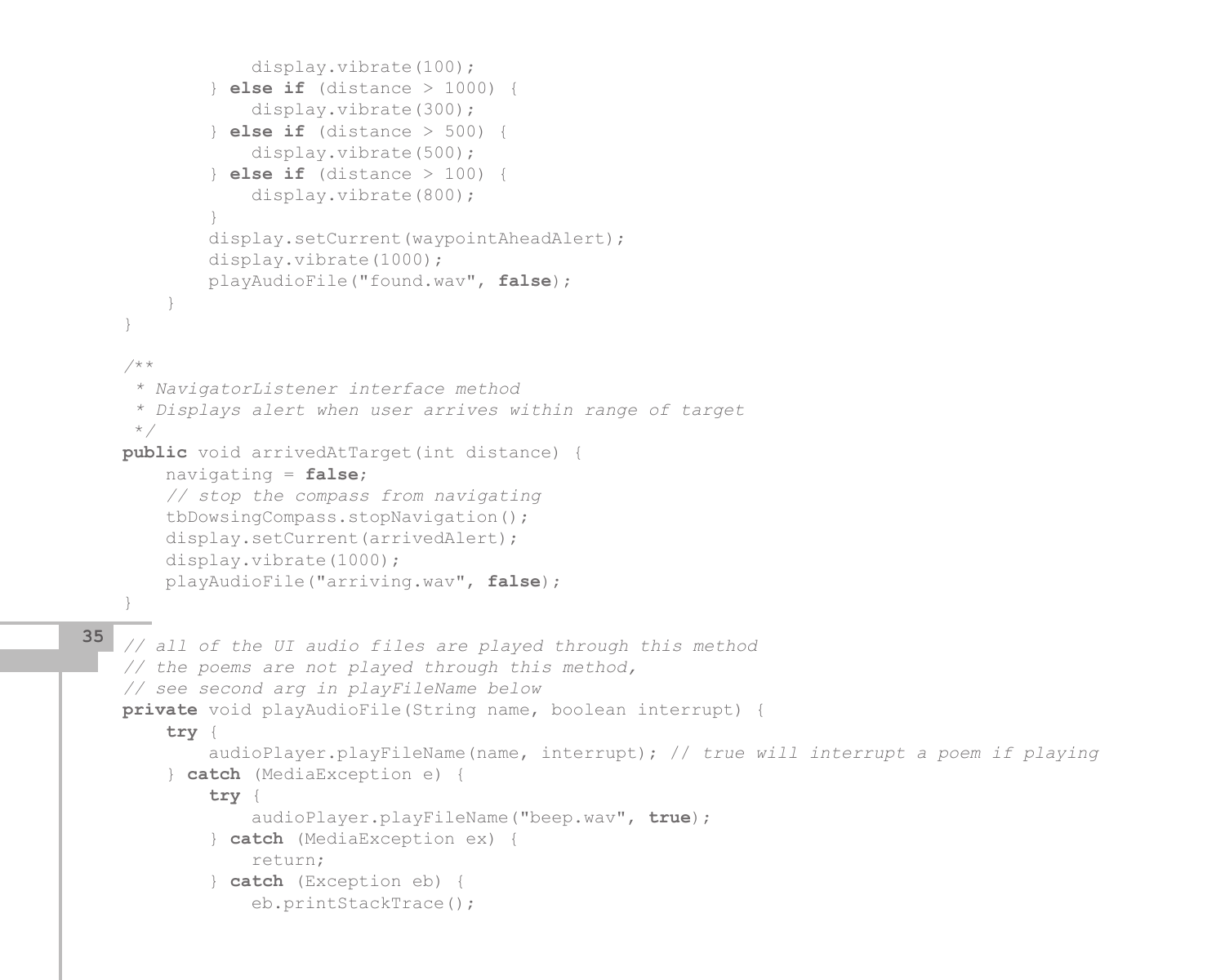```
                display.vibrate(100);
            } else if (distance > 1000) {
                display.vibrate(300);
            } else if (distance > 500) {
                display.vibrate(500);
            } else if (distance > 100) {
                display.vibrate(800);
            }
            display.setCurrent(waypointAheadAlert);
            display.vibrate(1000);
            playAudioFile("found.wav", false);
        }
    }

    /**
     * NavigatorListener interface method
     * Displays alert when user arrives within range of target
     */
    public void arrivedAtTarget(int distance) {
        navigating = false;
        // stop the compass from navigating
        tbDowsingCompass.stopNavigation();
        display.setCurrent(arrivedAlert);
        display.vibrate(1000);
        playAudioFile("arriving.wav", false);
    }

    // all of the UI audio files are played through this method
    // the poems are not played through this method,
    // see second arg in playFileName below
    private void playAudioFile(String name, boolean interrupt) {
        try {
            audioPlayer.playFileName(name, interrupt); // true will interrupt a poem if playing
        } catch (MediaException e) {
            try {
                audioPlayer.playFileName("beep.wav", true);
            } catch (MediaException ex) {
                return;
            } catch (Exception eb) {
                eb.printStackTrace();
```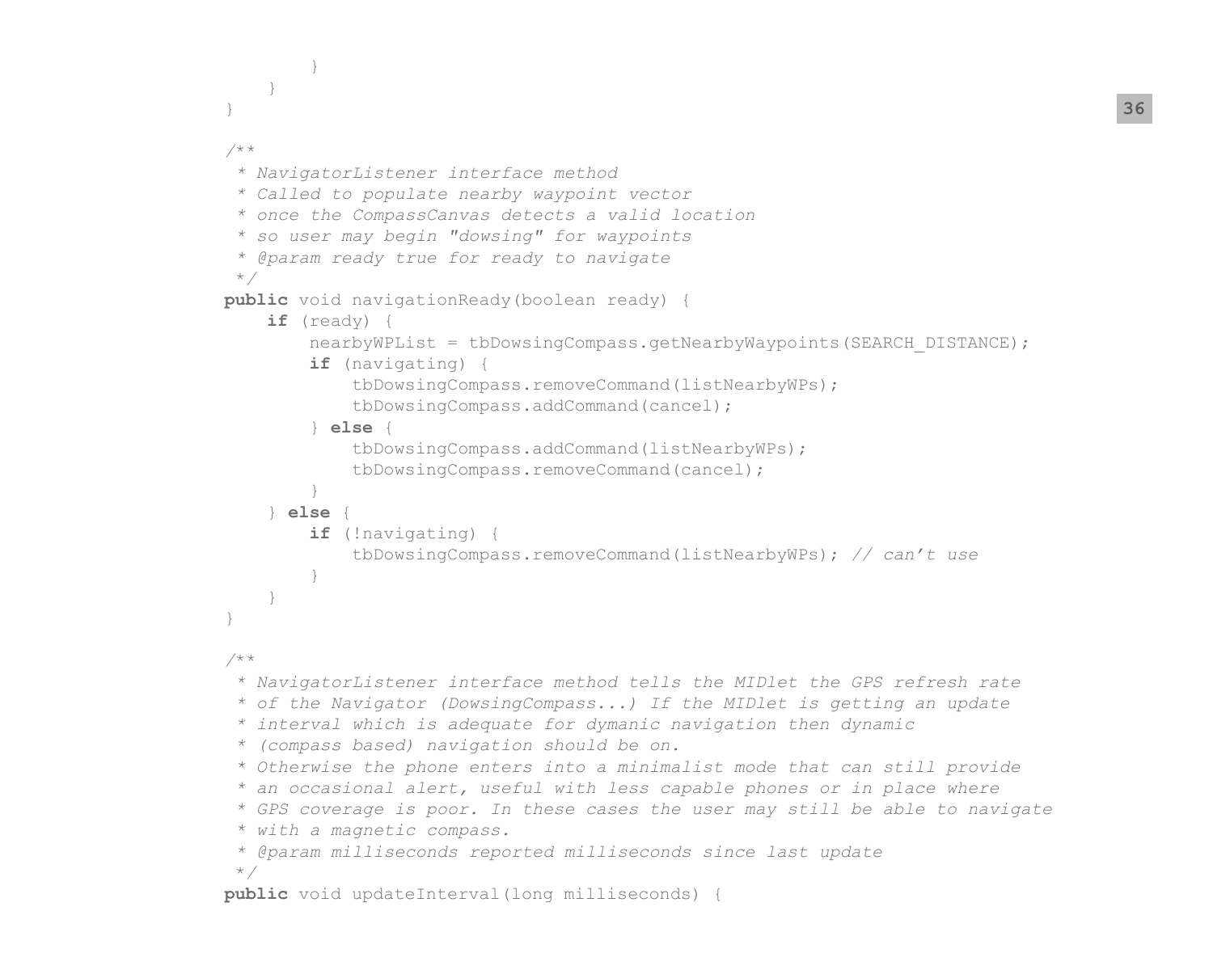```java
        }
    }
}

/**
 * NavigatorListener interface method
 * Called to populate nearby waypoint vector
 * once the CompassCanvas detects a valid location
 * so user may begin "dowsing" for waypoints
 * @param ready true for ready to navigate
 */
public void navigationReady(boolean ready) {
    if (ready) {
        nearbyWPList = tbDowsingCompass.getNearbyWaypoints(SEARCH_DISTANCE);
        if (navigating) {
            tbDowsingCompass.removeCommand(listNearbyWPs);
            tbDowsingCompass.addCommand(cancel);
        } else {
            tbDowsingCompass.addCommand(listNearbyWPs);
            tbDowsingCompass.removeCommand(cancel);
        }
    } else {
        if (!navigating) {
            tbDowsingCompass.removeCommand(listNearbyWPs); // can't use
        }
    }
}

/**
 * NavigatorListener interface method tells the MIDlet the GPS refresh rate
 * of the Navigator (DowsingCompass...) If the MIDlet is getting an update
 * interval which is adequate for dymanic navigation then dynamic
 * (compass based) navigation should be on.
 * Otherwise the phone enters into a minimalist mode that can still provide
 * an occasional alert, useful with less capable phones or in place where
 * GPS coverage is poor. In these cases the user may still be able to navigate
 * with a magnetic compass.
 * @param milliseconds reported milliseconds since last update
 */
public void updateInterval(long milliseconds) {
```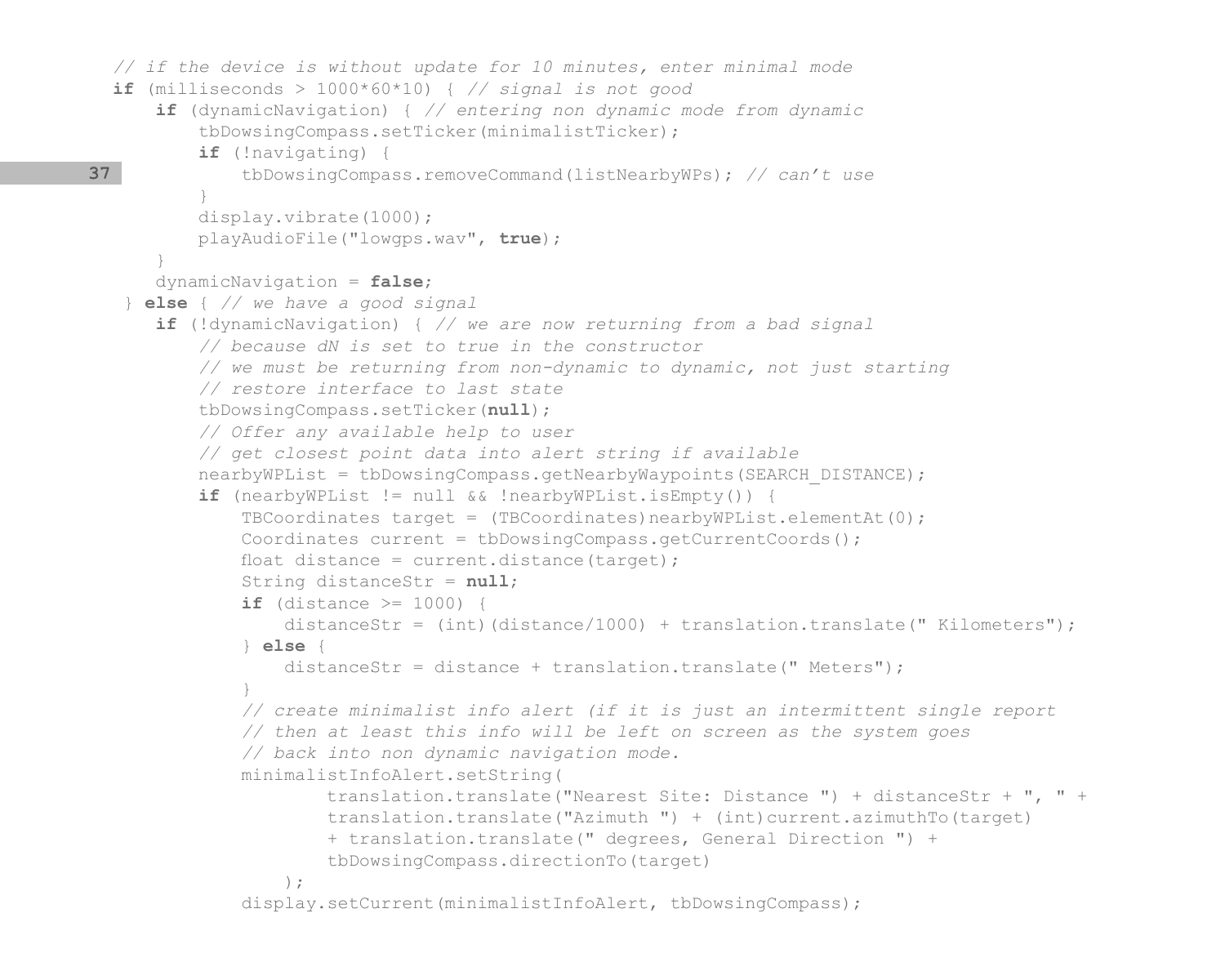```java
// if the device is without update for 10 minutes, enter minimal mode
if (milliseconds > 1000*60*10) { // signal is not good
    if (dynamicNavigation) { // entering non dynamic mode from dynamic
        tbDowsingCompass.setTicker(minimalistTicker);
        if (!navigating) {
            tbDowsingCompass.removeCommand(listNearbyWPs); // can't use
        }
        display.vibrate(1000);
        playAudioFile("lowgps.wav", true);
    }
    dynamicNavigation = false;
 } else { // we have a good signal
    if (!dynamicNavigation) { // we are now returning from a bad signal
        // because dN is set to true in the constructor
        // we must be returning from non-dynamic to dynamic, not just starting
        // restore interface to last state
        tbDowsingCompass.setTicker(null);
        // Offer any available help to user
        // get closest point data into alert string if available
        nearbyWPList = tbDowsingCompass.getNearbyWaypoints(SEARCH_DISTANCE);
        if (nearbyWPList != null && !nearbyWPList.isEmpty()) {
            TBCoordinates target = (TBCoordinates)nearbyWPList.elementAt(0);
            Coordinates current = tbDowsingCompass.getCurrentCoords();
            float distance = current.distance(target);
            String distanceStr = null;
            if (distance >= 1000) {
                distanceStr = (int)(distance/1000) + translation.translate(" Kilometers");
            } else {
                distanceStr = distance + translation.translate(" Meters");
            }
            // create minimalist info alert (if it is just an intermittent single report
            // then at least this info will be left on screen as the system goes
            // back into non dynamic navigation mode.
            minimalistInfoAlert.setString(
                    translation.translate("Nearest Site: Distance ") + distanceStr + ", " +
                    translation.translate("Azimuth ") + (int)current.azimuthTo(target)
                    + translation.translate(" degrees, General Direction ") +
                    tbDowsingCompass.directionTo(target)
                );
            display.setCurrent(minimalistInfoAlert, tbDowsingCompass);
```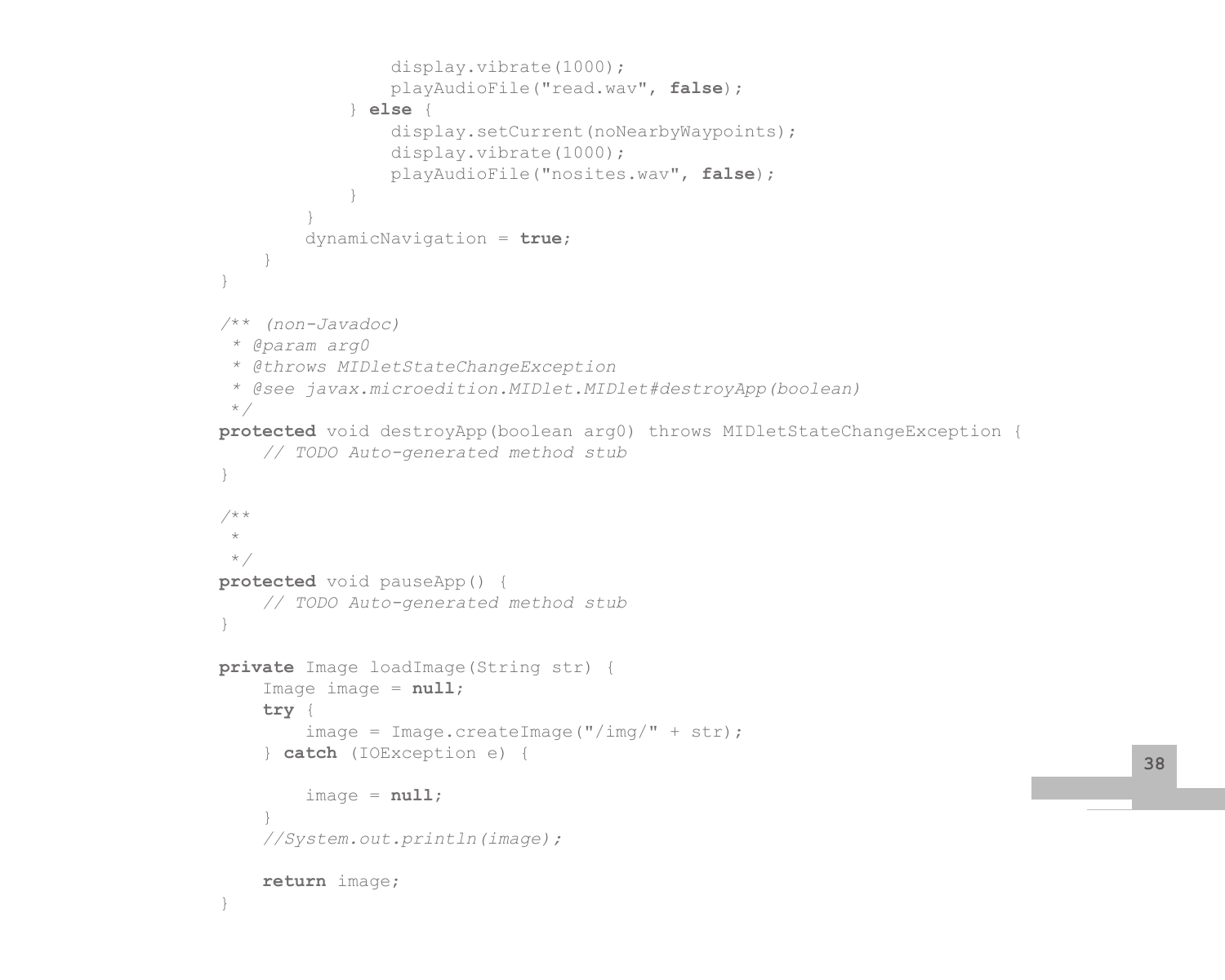```
                display.vibrate(1000);
                playAudioFile("read.wav", false);
            } else {
                display.setCurrent(noNearbyWaypoints);
                display.vibrate(1000);
                playAudioFile("nosites.wav", false);
            }
        }
        dynamicNavigation = true;
    }
}

/** (non-Javadoc)
 * @param arg0
 * @throws MIDletStateChangeException
 * @see javax.microedition.MIDlet.MIDlet#destroyApp(boolean)
 */
protected void destroyApp(boolean arg0) throws MIDletStateChangeException {
    // TODO Auto-generated method stub
}

/**
 *
 */
protected void pauseApp() {
    // TODO Auto-generated method stub
}

private Image loadImage(String str) {
    Image image = null;
    try {
        image = Image.createImage("/img/" + str);
    } catch (IOException e) {

        image = null;
    }
    //System.out.println(image);

    return image;
}
```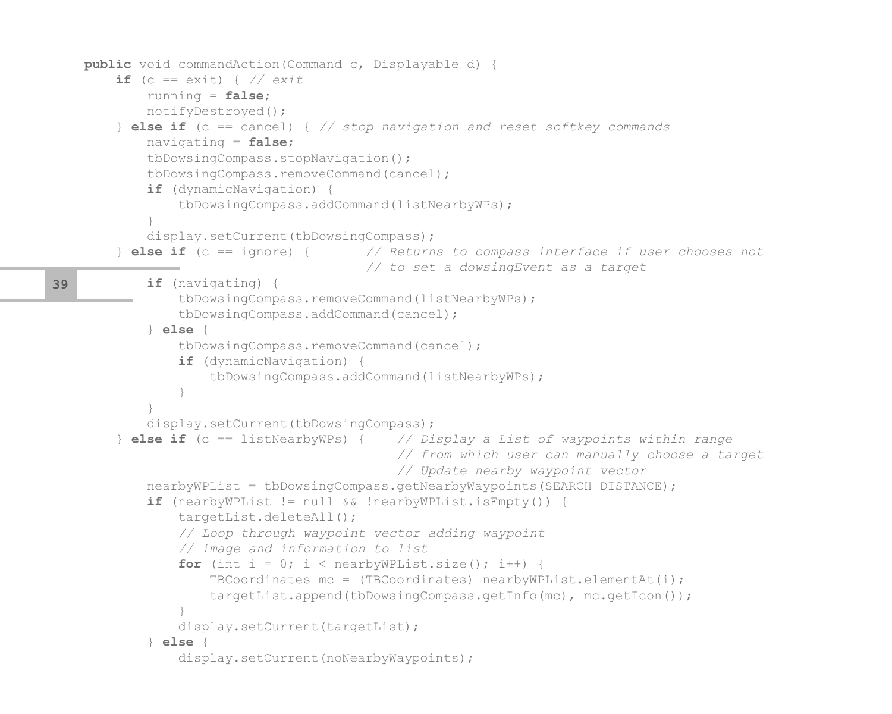```java
public void commandAction(Command c, Displayable d) {
    if (c == exit) { // exit
        running = false;
        notifyDestroyed();
    } else if (c == cancel) { // stop navigation and reset softkey commands
        navigating = false;
        tbDowsingCompass.stopNavigation();
        tbDowsingCompass.removeCommand(cancel);
        if (dynamicNavigation) {
            tbDowsingCompass.addCommand(listNearbyWPs);
        }
        display.setCurrent(tbDowsingCompass);
    } else if (c == ignore) {       // Returns to compass interface if user chooses not
                                    // to set a dowsingEvent as a target
        if (navigating) {
            tbDowsingCompass.removeCommand(listNearbyWPs);
            tbDowsingCompass.addCommand(cancel);
        } else {
            tbDowsingCompass.removeCommand(cancel);
            if (dynamicNavigation) {
                tbDowsingCompass.addCommand(listNearbyWPs);
            }
        }
        display.setCurrent(tbDowsingCompass);
    } else if (c == listNearbyWPs) {    // Display a List of waypoints within range
                                        // from which user can manually choose a target
                                        // Update nearby waypoint vector
        nearbyWPList = tbDowsingCompass.getNearbyWaypoints(SEARCH_DISTANCE);
        if (nearbyWPList != null && !nearbyWPList.isEmpty()) {
            targetList.deleteAll();
            // Loop through waypoint vector adding waypoint
            // image and information to list
            for (int i = 0; i < nearbyWPList.size(); i++) {
                TBCoordinates mc = (TBCoordinates) nearbyWPList.elementAt(i);
                targetList.append(tbDowsingCompass.getInfo(mc), mc.getIcon());
            }
            display.setCurrent(targetList);
        } else {
            display.setCurrent(noNearbyWaypoints);
```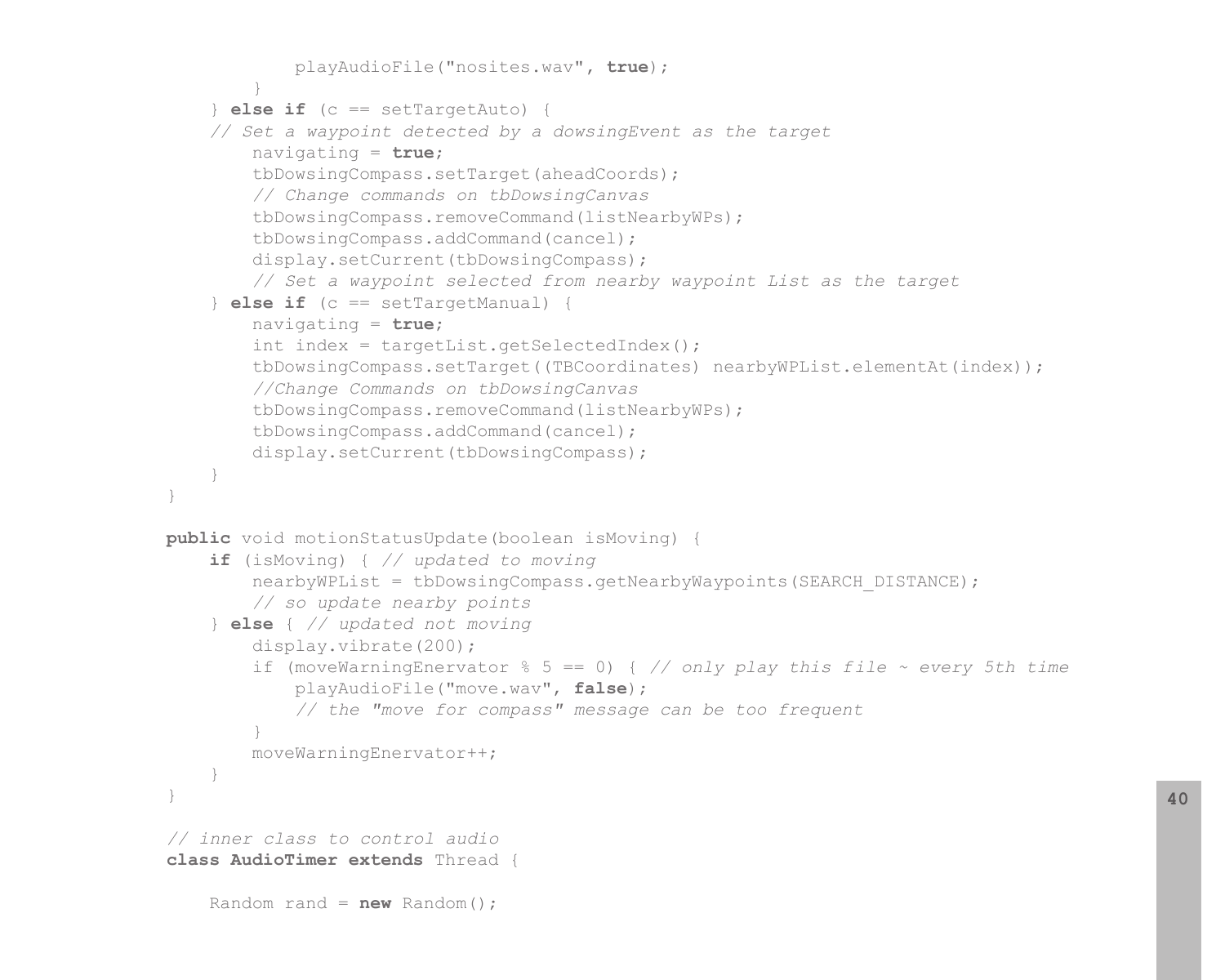```
            playAudioFile("nosites.wav", true);
        }
    } else if (c == setTargetAuto) {
    // Set a waypoint detected by a dowsingEvent as the target
        navigating = true;
        tbDowsingCompass.setTarget(aheadCoords);
        // Change commands on tbDowsingCanvas
        tbDowsingCompass.removeCommand(listNearbyWPs);
        tbDowsingCompass.addCommand(cancel);
        display.setCurrent(tbDowsingCompass);
        // Set a waypoint selected from nearby waypoint List as the target
    } else if (c == setTargetManual) {
        navigating = true;
        int index = targetList.getSelectedIndex();
        tbDowsingCompass.setTarget((TBCoordinates) nearbyWPList.elementAt(index));
        //Change Commands on tbDowsingCanvas
        tbDowsingCompass.removeCommand(listNearbyWPs);
        tbDowsingCompass.addCommand(cancel);
        display.setCurrent(tbDowsingCompass);
    }
}

public void motionStatusUpdate(boolean isMoving) {
    if (isMoving) { // updated to moving
        nearbyWPList = tbDowsingCompass.getNearbyWaypoints(SEARCH_DISTANCE);
        // so update nearby points
    } else { // updated not moving
        display.vibrate(200);
        if (moveWarningEnervator % 5 == 0) { // only play this file ~ every 5th time
            playAudioFile("move.wav", false);
            // the "move for compass" message can be too frequent
        }
        moveWarningEnervator++;
    }
}

// inner class to control audio
class AudioTimer extends Thread {

    Random rand = new Random();
```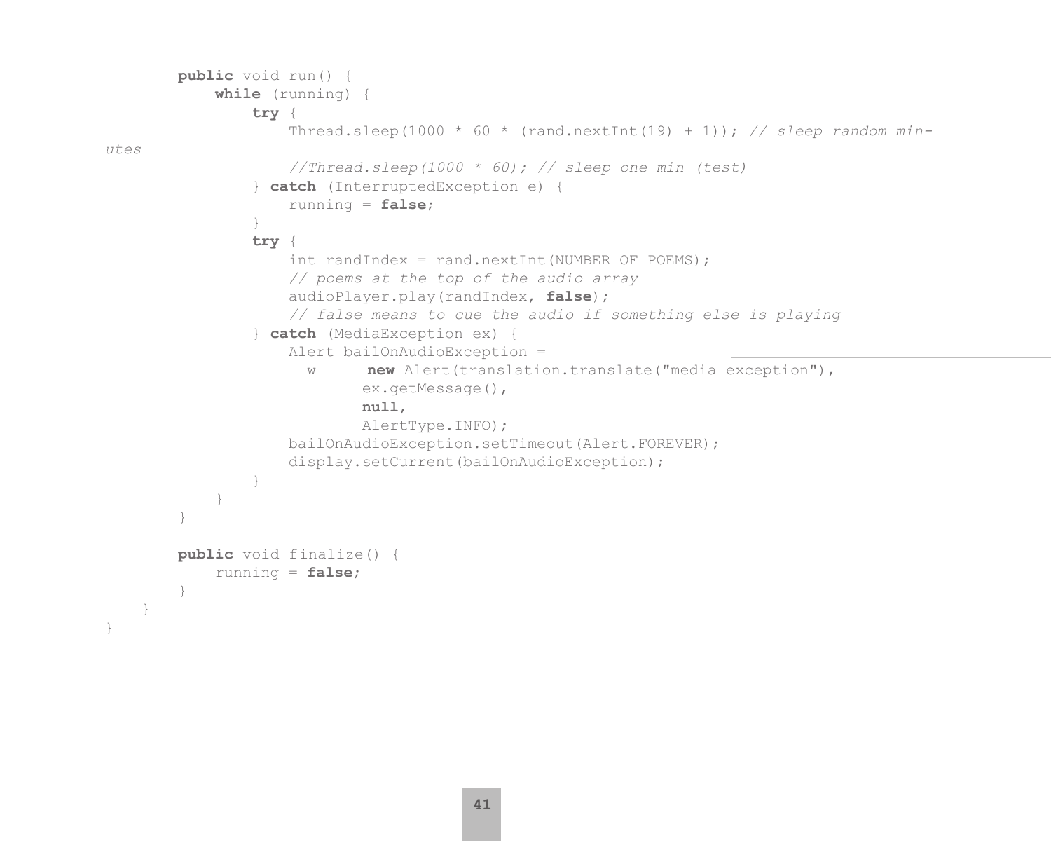```
        public void run() {
            while (running) {
                try {
                    Thread.sleep(1000 * 60 * (rand.nextInt(19) + 1)); // sleep random min-
utes
                    //Thread.sleep(1000 * 60); // sleep one min (test)
                } catch (InterruptedException e) {
                    running = false;
                }
                try {
                    int randIndex = rand.nextInt(NUMBER_OF_POEMS);
                    // poems at the top of the audio array
                    audioPlayer.play(randIndex, false);
                    // false means to cue the audio if something else is playing
                } catch (MediaException ex) {
                    Alert bailOnAudioException =
                      w      new Alert(translation.translate("media exception"),
                            ex.getMessage(),
                            null,
                            AlertType.INFO);
                    bailOnAudioException.setTimeout(Alert.FOREVER);
                    display.setCurrent(bailOnAudioException);
                }
            }
        }

        public void finalize() {
            running = false;
        }
    }
}
```